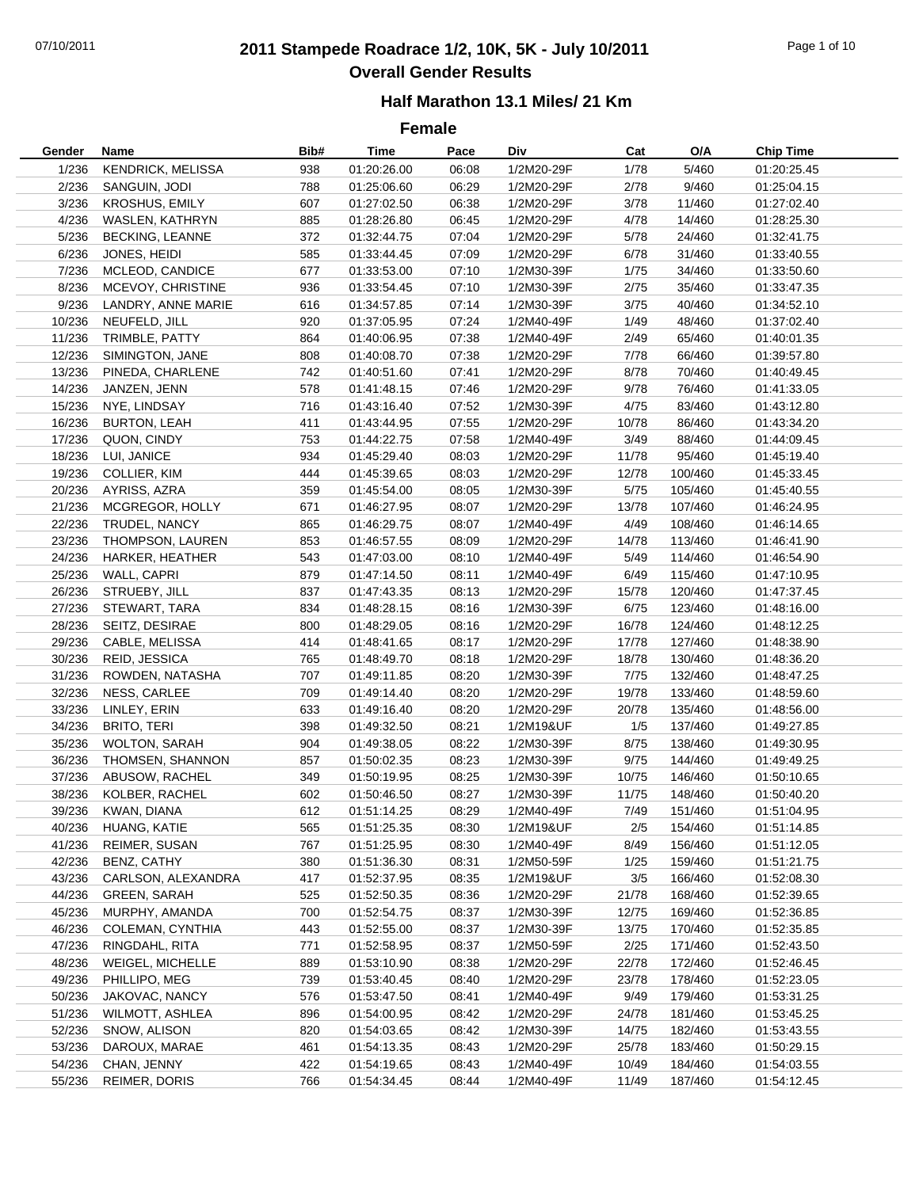# 2011 Stampede Roadrace 1/2, 10K, 5K - July 10/2011

## Overall Gender Results

### Half Marathon 13.1 Miles/ 21 Km

### Female

| Gender | Name | Bib# | Time | Pace | Div | Cat | O/A | Chip Time |
|---|---|---|---|---|---|---|---|---|
| 1/236 | KENDRICK, MELISSA | 938 | 01:20:26.00 | 06:08 | 1/2M20-29F | 1/78 | 5/460 | 01:20:25.45 |
| 2/236 | SANGUIN, JODI | 788 | 01:25:06.60 | 06:29 | 1/2M20-29F | 2/78 | 9/460 | 01:25:04.15 |
| 3/236 | KROSHUS, EMILY | 607 | 01:27:02.50 | 06:38 | 1/2M20-29F | 3/78 | 11/460 | 01:27:02.40 |
| 4/236 | WASLEN, KATHRYN | 885 | 01:28:26.80 | 06:45 | 1/2M20-29F | 4/78 | 14/460 | 01:28:25.30 |
| 5/236 | BECKING, LEANNE | 372 | 01:32:44.75 | 07:04 | 1/2M20-29F | 5/78 | 24/460 | 01:32:41.75 |
| 6/236 | JONES, HEIDI | 585 | 01:33:44.45 | 07:09 | 1/2M20-29F | 6/78 | 31/460 | 01:33:40.55 |
| 7/236 | MCLEOD, CANDICE | 677 | 01:33:53.00 | 07:10 | 1/2M30-39F | 1/75 | 34/460 | 01:33:50.60 |
| 8/236 | MCEVOY, CHRISTINE | 936 | 01:33:54.45 | 07:10 | 1/2M30-39F | 2/75 | 35/460 | 01:33:47.35 |
| 9/236 | LANDRY, ANNE MARIE | 616 | 01:34:57.85 | 07:14 | 1/2M30-39F | 3/75 | 40/460 | 01:34:52.10 |
| 10/236 | NEUFELD, JILL | 920 | 01:37:05.95 | 07:24 | 1/2M40-49F | 1/49 | 48/460 | 01:37:02.40 |
| 11/236 | TRIMBLE, PATTY | 864 | 01:40:06.95 | 07:38 | 1/2M40-49F | 2/49 | 65/460 | 01:40:01.35 |
| 12/236 | SIMINGTON, JANE | 808 | 01:40:08.70 | 07:38 | 1/2M20-29F | 7/78 | 66/460 | 01:39:57.80 |
| 13/236 | PINEDA, CHARLENE | 742 | 01:40:51.60 | 07:41 | 1/2M20-29F | 8/78 | 70/460 | 01:40:49.45 |
| 14/236 | JANZEN, JENN | 578 | 01:41:48.15 | 07:46 | 1/2M20-29F | 9/78 | 76/460 | 01:41:33.05 |
| 15/236 | NYE, LINDSAY | 716 | 01:43:16.40 | 07:52 | 1/2M30-39F | 4/75 | 83/460 | 01:43:12.80 |
| 16/236 | BURTON, LEAH | 411 | 01:43:44.95 | 07:55 | 1/2M20-29F | 10/78 | 86/460 | 01:43:34.20 |
| 17/236 | QUON, CINDY | 753 | 01:44:22.75 | 07:58 | 1/2M40-49F | 3/49 | 88/460 | 01:44:09.45 |
| 18/236 | LUI, JANICE | 934 | 01:45:29.40 | 08:03 | 1/2M20-29F | 11/78 | 95/460 | 01:45:19.40 |
| 19/236 | COLLIER, KIM | 444 | 01:45:39.65 | 08:03 | 1/2M20-29F | 12/78 | 100/460 | 01:45:33.45 |
| 20/236 | AYRISS, AZRA | 359 | 01:45:54.00 | 08:05 | 1/2M30-39F | 5/75 | 105/460 | 01:45:40.55 |
| 21/236 | MCGREGOR, HOLLY | 671 | 01:46:27.95 | 08:07 | 1/2M20-29F | 13/78 | 107/460 | 01:46:24.95 |
| 22/236 | TRUDEL, NANCY | 865 | 01:46:29.75 | 08:07 | 1/2M40-49F | 4/49 | 108/460 | 01:46:14.65 |
| 23/236 | THOMPSON, LAUREN | 853 | 01:46:57.55 | 08:09 | 1/2M20-29F | 14/78 | 113/460 | 01:46:41.90 |
| 24/236 | HARKER, HEATHER | 543 | 01:47:03.00 | 08:10 | 1/2M40-49F | 5/49 | 114/460 | 01:46:54.90 |
| 25/236 | WALL, CAPRI | 879 | 01:47:14.50 | 08:11 | 1/2M40-49F | 6/49 | 115/460 | 01:47:10.95 |
| 26/236 | STRUEBY, JILL | 837 | 01:47:43.35 | 08:13 | 1/2M20-29F | 15/78 | 120/460 | 01:47:37.45 |
| 27/236 | STEWART, TARA | 834 | 01:48:28.15 | 08:16 | 1/2M30-39F | 6/75 | 123/460 | 01:48:16.00 |
| 28/236 | SEITZ, DESIRAE | 800 | 01:48:29.05 | 08:16 | 1/2M20-29F | 16/78 | 124/460 | 01:48:12.25 |
| 29/236 | CABLE, MELISSA | 414 | 01:48:41.65 | 08:17 | 1/2M20-29F | 17/78 | 127/460 | 01:48:38.90 |
| 30/236 | REID, JESSICA | 765 | 01:48:49.70 | 08:18 | 1/2M20-29F | 18/78 | 130/460 | 01:48:36.20 |
| 31/236 | ROWDEN, NATASHA | 707 | 01:49:11.85 | 08:20 | 1/2M30-39F | 7/75 | 132/460 | 01:48:47.25 |
| 32/236 | NESS, CARLEE | 709 | 01:49:14.40 | 08:20 | 1/2M20-29F | 19/78 | 133/460 | 01:48:59.60 |
| 33/236 | LINLEY, ERIN | 633 | 01:49:16.40 | 08:20 | 1/2M20-29F | 20/78 | 135/460 | 01:48:56.00 |
| 34/236 | BRITO, TERI | 398 | 01:49:32.50 | 08:21 | 1/2M19&UF | 1/5 | 137/460 | 01:49:27.85 |
| 35/236 | WOLTON, SARAH | 904 | 01:49:38.05 | 08:22 | 1/2M30-39F | 8/75 | 138/460 | 01:49:30.95 |
| 36/236 | THOMSEN, SHANNON | 857 | 01:50:02.35 | 08:23 | 1/2M30-39F | 9/75 | 144/460 | 01:49:49.25 |
| 37/236 | ABUSOW, RACHEL | 349 | 01:50:19.95 | 08:25 | 1/2M30-39F | 10/75 | 146/460 | 01:50:10.65 |
| 38/236 | KOLBER, RACHEL | 602 | 01:50:46.50 | 08:27 | 1/2M30-39F | 11/75 | 148/460 | 01:50:40.20 |
| 39/236 | KWAN, DIANA | 612 | 01:51:14.25 | 08:29 | 1/2M40-49F | 7/49 | 151/460 | 01:51:04.95 |
| 40/236 | HUANG, KATIE | 565 | 01:51:25.35 | 08:30 | 1/2M19&UF | 2/5 | 154/460 | 01:51:14.85 |
| 41/236 | REIMER, SUSAN | 767 | 01:51:25.95 | 08:30 | 1/2M40-49F | 8/49 | 156/460 | 01:51:12.05 |
| 42/236 | BENZ, CATHY | 380 | 01:51:36.30 | 08:31 | 1/2M50-59F | 1/25 | 159/460 | 01:51:21.75 |
| 43/236 | CARLSON, ALEXANDRA | 417 | 01:52:37.95 | 08:35 | 1/2M19&UF | 3/5 | 166/460 | 01:52:08.30 |
| 44/236 | GREEN, SARAH | 525 | 01:52:50.35 | 08:36 | 1/2M20-29F | 21/78 | 168/460 | 01:52:39.65 |
| 45/236 | MURPHY, AMANDA | 700 | 01:52:54.75 | 08:37 | 1/2M30-39F | 12/75 | 169/460 | 01:52:36.85 |
| 46/236 | COLEMAN, CYNTHIA | 443 | 01:52:55.00 | 08:37 | 1/2M30-39F | 13/75 | 170/460 | 01:52:35.85 |
| 47/236 | RINGDAHL, RITA | 771 | 01:52:58.95 | 08:37 | 1/2M50-59F | 2/25 | 171/460 | 01:52:43.50 |
| 48/236 | WEIGEL, MICHELLE | 889 | 01:53:10.90 | 08:38 | 1/2M20-29F | 22/78 | 172/460 | 01:52:46.45 |
| 49/236 | PHILLIPO, MEG | 739 | 01:53:40.45 | 08:40 | 1/2M20-29F | 23/78 | 178/460 | 01:52:23.05 |
| 50/236 | JAKOVAC, NANCY | 576 | 01:53:47.50 | 08:41 | 1/2M40-49F | 9/49 | 179/460 | 01:53:31.25 |
| 51/236 | WILMOTT, ASHLEA | 896 | 01:54:00.95 | 08:42 | 1/2M20-29F | 24/78 | 181/460 | 01:53:45.25 |
| 52/236 | SNOW, ALISON | 820 | 01:54:03.65 | 08:42 | 1/2M30-39F | 14/75 | 182/460 | 01:53:43.55 |
| 53/236 | DAROUX, MARAE | 461 | 01:54:13.35 | 08:43 | 1/2M20-29F | 25/78 | 183/460 | 01:50:29.15 |
| 54/236 | CHAN, JENNY | 422 | 01:54:19.65 | 08:43 | 1/2M40-49F | 10/49 | 184/460 | 01:54:03.55 |
| 55/236 | REIMER, DORIS | 766 | 01:54:34.45 | 08:44 | 1/2M40-49F | 11/49 | 187/460 | 01:54:12.45 |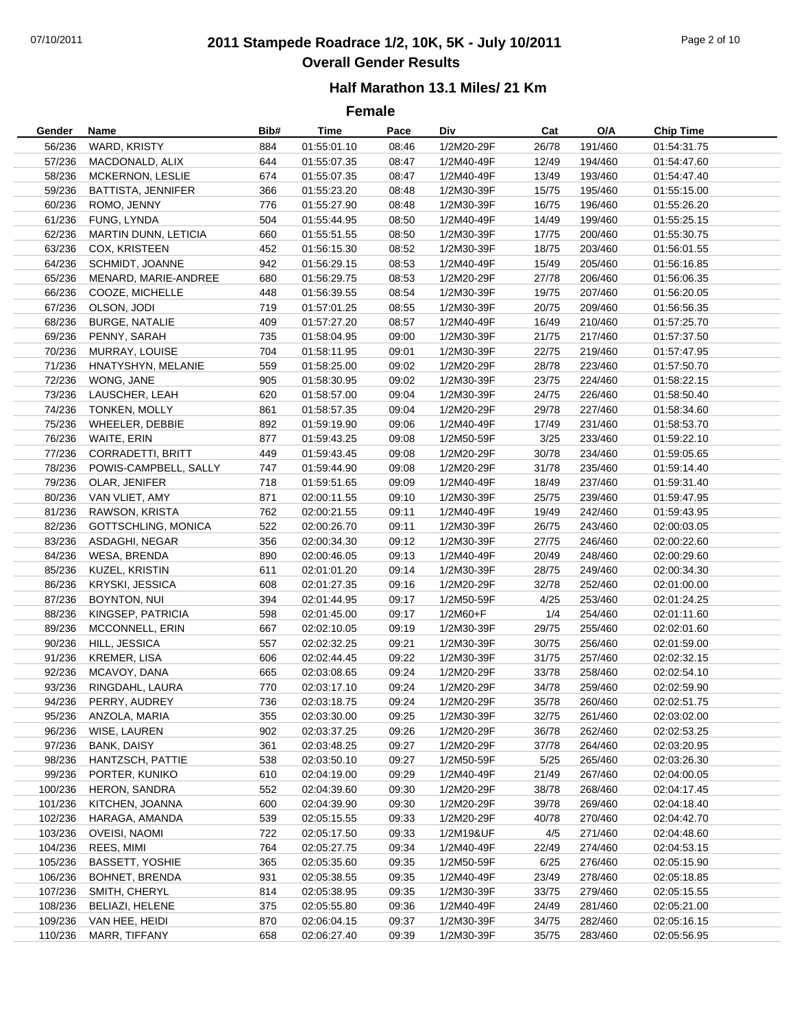# 2011 Stampede Roadrace 1/2, 10K, 5K - July 10/2011

## Overall Gender Results

### Half Marathon 13.1 Miles/ 21 Km

### Female

| Gender | Name | Bib# | Time | Pace | Div | Cat | O/A | Chip Time |
|---|---|---|---|---|---|---|---|---|
| 56/236 | WARD, KRISTY | 884 | 01:55:01.10 | 08:46 | 1/2M20-29F | 26/78 | 191/460 | 01:54:31.75 |
| 57/236 | MACDONALD, ALIX | 644 | 01:55:07.35 | 08:47 | 1/2M40-49F | 12/49 | 194/460 | 01:54:47.60 |
| 58/236 | MCKERNON, LESLIE | 674 | 01:55:07.35 | 08:47 | 1/2M40-49F | 13/49 | 193/460 | 01:54:47.40 |
| 59/236 | BATTISTA, JENNIFER | 366 | 01:55:23.20 | 08:48 | 1/2M30-39F | 15/75 | 195/460 | 01:55:15.00 |
| 60/236 | ROMO, JENNY | 776 | 01:55:27.90 | 08:48 | 1/2M30-39F | 16/75 | 196/460 | 01:55:26.20 |
| 61/236 | FUNG, LYNDA | 504 | 01:55:44.95 | 08:50 | 1/2M40-49F | 14/49 | 199/460 | 01:55:25.15 |
| 62/236 | MARTIN DUNN, LETICIA | 660 | 01:55:51.55 | 08:50 | 1/2M30-39F | 17/75 | 200/460 | 01:55:30.75 |
| 63/236 | COX, KRISTEEN | 452 | 01:56:15.30 | 08:52 | 1/2M30-39F | 18/75 | 203/460 | 01:56:01.55 |
| 64/236 | SCHMIDT, JOANNE | 942 | 01:56:29.15 | 08:53 | 1/2M40-49F | 15/49 | 205/460 | 01:56:16.85 |
| 65/236 | MENARD, MARIE-ANDREE | 680 | 01:56:29.75 | 08:53 | 1/2M20-29F | 27/78 | 206/460 | 01:56:06.35 |
| 66/236 | COOZE, MICHELLE | 448 | 01:56:39.55 | 08:54 | 1/2M30-39F | 19/75 | 207/460 | 01:56:20.05 |
| 67/236 | OLSON, JODI | 719 | 01:57:01.25 | 08:55 | 1/2M30-39F | 20/75 | 209/460 | 01:56:56.35 |
| 68/236 | BURGE, NATALIE | 409 | 01:57:27.20 | 08:57 | 1/2M40-49F | 16/49 | 210/460 | 01:57:25.70 |
| 69/236 | PENNY, SARAH | 735 | 01:58:04.95 | 09:00 | 1/2M30-39F | 21/75 | 217/460 | 01:57:37.50 |
| 70/236 | MURRAY, LOUISE | 704 | 01:58:11.95 | 09:01 | 1/2M30-39F | 22/75 | 219/460 | 01:57:47.95 |
| 71/236 | HNATYSHYN, MELANIE | 559 | 01:58:25.00 | 09:02 | 1/2M20-29F | 28/78 | 223/460 | 01:57:50.70 |
| 72/236 | WONG, JANE | 905 | 01:58:30.95 | 09:02 | 1/2M30-39F | 23/75 | 224/460 | 01:58:22.15 |
| 73/236 | LAUSCHER, LEAH | 620 | 01:58:57.00 | 09:04 | 1/2M30-39F | 24/75 | 226/460 | 01:58:50.40 |
| 74/236 | TONKEN, MOLLY | 861 | 01:58:57.35 | 09:04 | 1/2M20-29F | 29/78 | 227/460 | 01:58:34.60 |
| 75/236 | WHEELER, DEBBIE | 892 | 01:59:19.90 | 09:06 | 1/2M40-49F | 17/49 | 231/460 | 01:58:53.70 |
| 76/236 | WAITE, ERIN | 877 | 01:59:43.25 | 09:08 | 1/2M50-59F | 3/25 | 233/460 | 01:59:22.10 |
| 77/236 | CORRADETTI, BRITT | 449 | 01:59:43.45 | 09:08 | 1/2M20-29F | 30/78 | 234/460 | 01:59:05.65 |
| 78/236 | POWIS-CAMPBELL, SALLY | 747 | 01:59:44.90 | 09:08 | 1/2M20-29F | 31/78 | 235/460 | 01:59:14.40 |
| 79/236 | OLAR, JENIFER | 718 | 01:59:51.65 | 09:09 | 1/2M40-49F | 18/49 | 237/460 | 01:59:31.40 |
| 80/236 | VAN VLIET, AMY | 871 | 02:00:11.55 | 09:10 | 1/2M30-39F | 25/75 | 239/460 | 01:59:47.95 |
| 81/236 | RAWSON, KRISTA | 762 | 02:00:21.55 | 09:11 | 1/2M40-49F | 19/49 | 242/460 | 01:59:43.95 |
| 82/236 | GOTTSCHLING, MONICA | 522 | 02:00:26.70 | 09:11 | 1/2M30-39F | 26/75 | 243/460 | 02:00:03.05 |
| 83/236 | ASDAGHI, NEGAR | 356 | 02:00:34.30 | 09:12 | 1/2M30-39F | 27/75 | 246/460 | 02:00:22.60 |
| 84/236 | WESA, BRENDA | 890 | 02:00:46.05 | 09:13 | 1/2M40-49F | 20/49 | 248/460 | 02:00:29.60 |
| 85/236 | KUZEL, KRISTIN | 611 | 02:01:01.20 | 09:14 | 1/2M30-39F | 28/75 | 249/460 | 02:00:34.30 |
| 86/236 | KRYSKI, JESSICA | 608 | 02:01:27.35 | 09:16 | 1/2M20-29F | 32/78 | 252/460 | 02:01:00.00 |
| 87/236 | BOYNTON, NUI | 394 | 02:01:44.95 | 09:17 | 1/2M50-59F | 4/25 | 253/460 | 02:01:24.25 |
| 88/236 | KINGSEP, PATRICIA | 598 | 02:01:45.00 | 09:17 | 1/2M60+F | 1/4 | 254/460 | 02:01:11.60 |
| 89/236 | MCCONNELL, ERIN | 667 | 02:02:10.05 | 09:19 | 1/2M30-39F | 29/75 | 255/460 | 02:02:01.60 |
| 90/236 | HILL, JESSICA | 557 | 02:02:32.25 | 09:21 | 1/2M30-39F | 30/75 | 256/460 | 02:01:59.00 |
| 91/236 | KREMER, LISA | 606 | 02:02:44.45 | 09:22 | 1/2M30-39F | 31/75 | 257/460 | 02:02:32.15 |
| 92/236 | MCAVOY, DANA | 665 | 02:03:08.65 | 09:24 | 1/2M20-29F | 33/78 | 258/460 | 02:02:54.10 |
| 93/236 | RINGDAHL, LAURA | 770 | 02:03:17.10 | 09:24 | 1/2M20-29F | 34/78 | 259/460 | 02:02:59.90 |
| 94/236 | PERRY, AUDREY | 736 | 02:03:18.75 | 09:24 | 1/2M20-29F | 35/78 | 260/460 | 02:02:51.75 |
| 95/236 | ANZOLA, MARIA | 355 | 02:03:30.00 | 09:25 | 1/2M30-39F | 32/75 | 261/460 | 02:03:02.00 |
| 96/236 | WISE, LAUREN | 902 | 02:03:37.25 | 09:26 | 1/2M20-29F | 36/78 | 262/460 | 02:02:53.25 |
| 97/236 | BANK, DAISY | 361 | 02:03:48.25 | 09:27 | 1/2M20-29F | 37/78 | 264/460 | 02:03:20.95 |
| 98/236 | HANTZSCH, PATTIE | 538 | 02:03:50.10 | 09:27 | 1/2M50-59F | 5/25 | 265/460 | 02:03:26.30 |
| 99/236 | PORTER, KUNIKO | 610 | 02:04:19.00 | 09:29 | 1/2M40-49F | 21/49 | 267/460 | 02:04:00.05 |
| 100/236 | HERON, SANDRA | 552 | 02:04:39.60 | 09:30 | 1/2M20-29F | 38/78 | 268/460 | 02:04:17.45 |
| 101/236 | KITCHEN, JOANNA | 600 | 02:04:39.90 | 09:30 | 1/2M20-29F | 39/78 | 269/460 | 02:04:18.40 |
| 102/236 | HARAGA, AMANDA | 539 | 02:05:15.55 | 09:33 | 1/2M20-29F | 40/78 | 270/460 | 02:04:42.70 |
| 103/236 | OVEISI, NAOMI | 722 | 02:05:17.50 | 09:33 | 1/2M19&UF | 4/5 | 271/460 | 02:04:48.60 |
| 104/236 | REES, MIMI | 764 | 02:05:27.75 | 09:34 | 1/2M40-49F | 22/49 | 274/460 | 02:04:53.15 |
| 105/236 | BASSETT, YOSHIE | 365 | 02:05:35.60 | 09:35 | 1/2M50-59F | 6/25 | 276/460 | 02:05:15.90 |
| 106/236 | BOHNET, BRENDA | 931 | 02:05:38.55 | 09:35 | 1/2M40-49F | 23/49 | 278/460 | 02:05:18.85 |
| 107/236 | SMITH, CHERYL | 814 | 02:05:38.95 | 09:35 | 1/2M30-39F | 33/75 | 279/460 | 02:05:15.55 |
| 108/236 | BELIAZI, HELENE | 375 | 02:05:55.80 | 09:36 | 1/2M40-49F | 24/49 | 281/460 | 02:05:21.00 |
| 109/236 | VAN HEE, HEIDI | 870 | 02:06:04.15 | 09:37 | 1/2M30-39F | 34/75 | 282/460 | 02:05:16.15 |
| 110/236 | MARR, TIFFANY | 658 | 02:06:27.40 | 09:39 | 1/2M30-39F | 35/75 | 283/460 | 02:05:56.95 |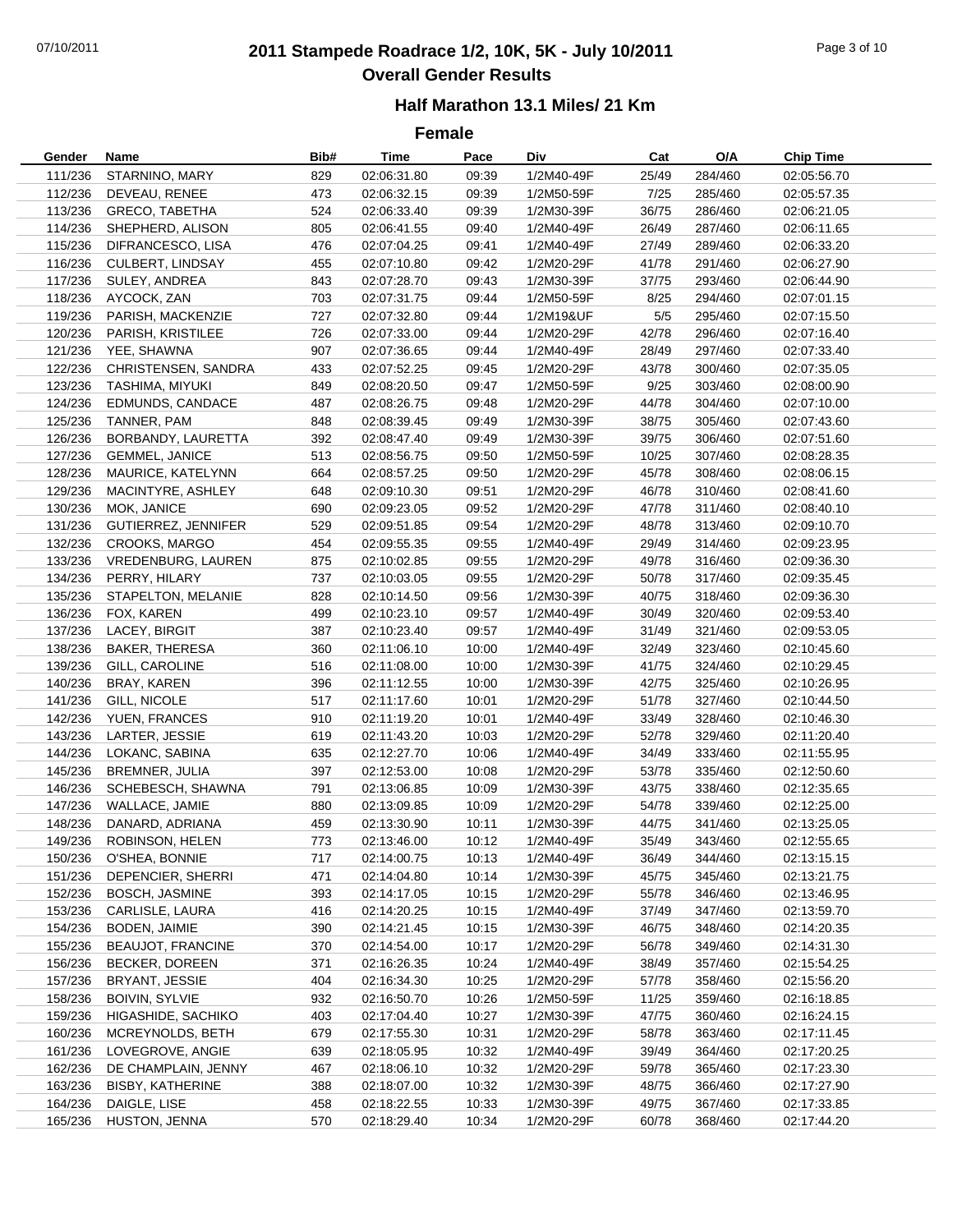# 2011 Stampede Roadrace 1/2, 10K, 5K - July 10/2011

## Overall Gender Results

### Half Marathon 13.1 Miles/ 21 Km

### Female

| Gender | Name | Bib# | Time | Pace | Div | Cat | O/A | Chip Time |
|---|---|---|---|---|---|---|---|---|
| 111/236 | STARNINO, MARY | 829 | 02:06:31.80 | 09:39 | 1/2M40-49F | 25/49 | 284/460 | 02:05:56.70 |
| 112/236 | DEVEAU, RENEE | 473 | 02:06:32.15 | 09:39 | 1/2M50-59F | 7/25 | 285/460 | 02:05:57.35 |
| 113/236 | GRECO, TABETHA | 524 | 02:06:33.40 | 09:39 | 1/2M30-39F | 36/75 | 286/460 | 02:06:21.05 |
| 114/236 | SHEPHERD, ALISON | 805 | 02:06:41.55 | 09:40 | 1/2M40-49F | 26/49 | 287/460 | 02:06:11.65 |
| 115/236 | DIFRANCESCO, LISA | 476 | 02:07:04.25 | 09:41 | 1/2M40-49F | 27/49 | 289/460 | 02:06:33.20 |
| 116/236 | CULBERT, LINDSAY | 455 | 02:07:10.80 | 09:42 | 1/2M20-29F | 41/78 | 291/460 | 02:06:27.90 |
| 117/236 | SULEY, ANDREA | 843 | 02:07:28.70 | 09:43 | 1/2M30-39F | 37/75 | 293/460 | 02:06:44.90 |
| 118/236 | AYCOCK, ZAN | 703 | 02:07:31.75 | 09:44 | 1/2M50-59F | 8/25 | 294/460 | 02:07:01.15 |
| 119/236 | PARISH, MACKENZIE | 727 | 02:07:32.80 | 09:44 | 1/2M19&UF | 5/5 | 295/460 | 02:07:15.50 |
| 120/236 | PARISH, KRISTILEE | 726 | 02:07:33.00 | 09:44 | 1/2M20-29F | 42/78 | 296/460 | 02:07:16.40 |
| 121/236 | YEE, SHAWNA | 907 | 02:07:36.65 | 09:44 | 1/2M40-49F | 28/49 | 297/460 | 02:07:33.40 |
| 122/236 | CHRISTENSEN, SANDRA | 433 | 02:07:52.25 | 09:45 | 1/2M20-29F | 43/78 | 300/460 | 02:07:35.05 |
| 123/236 | TASHIMA, MIYUKI | 849 | 02:08:20.50 | 09:47 | 1/2M50-59F | 9/25 | 303/460 | 02:08:00.90 |
| 124/236 | EDMUNDS, CANDACE | 487 | 02:08:26.75 | 09:48 | 1/2M20-29F | 44/78 | 304/460 | 02:07:10.00 |
| 125/236 | TANNER, PAM | 848 | 02:08:39.45 | 09:49 | 1/2M30-39F | 38/75 | 305/460 | 02:07:43.60 |
| 126/236 | BORBANDY, LAURETTA | 392 | 02:08:47.40 | 09:49 | 1/2M30-39F | 39/75 | 306/460 | 02:07:51.60 |
| 127/236 | GEMMEL, JANICE | 513 | 02:08:56.75 | 09:50 | 1/2M50-59F | 10/25 | 307/460 | 02:08:28.35 |
| 128/236 | MAURICE, KATELYNN | 664 | 02:08:57.25 | 09:50 | 1/2M20-29F | 45/78 | 308/460 | 02:08:06.15 |
| 129/236 | MACINTYRE, ASHLEY | 648 | 02:09:10.30 | 09:51 | 1/2M20-29F | 46/78 | 310/460 | 02:08:41.60 |
| 130/236 | MOK, JANICE | 690 | 02:09:23.05 | 09:52 | 1/2M20-29F | 47/78 | 311/460 | 02:08:40.10 |
| 131/236 | GUTIERREZ, JENNIFER | 529 | 02:09:51.85 | 09:54 | 1/2M20-29F | 48/78 | 313/460 | 02:09:10.70 |
| 132/236 | CROOKS, MARGO | 454 | 02:09:55.35 | 09:55 | 1/2M40-49F | 29/49 | 314/460 | 02:09:23.95 |
| 133/236 | VREDENBURG, LAUREN | 875 | 02:10:02.85 | 09:55 | 1/2M20-29F | 49/78 | 316/460 | 02:09:36.30 |
| 134/236 | PERRY, HILARY | 737 | 02:10:03.05 | 09:55 | 1/2M20-29F | 50/78 | 317/460 | 02:09:35.45 |
| 135/236 | STAPELTON, MELANIE | 828 | 02:10:14.50 | 09:56 | 1/2M30-39F | 40/75 | 318/460 | 02:09:36.30 |
| 136/236 | FOX, KAREN | 499 | 02:10:23.10 | 09:57 | 1/2M40-49F | 30/49 | 320/460 | 02:09:53.40 |
| 137/236 | LACEY, BIRGIT | 387 | 02:10:23.40 | 09:57 | 1/2M40-49F | 31/49 | 321/460 | 02:09:53.05 |
| 138/236 | BAKER, THERESA | 360 | 02:11:06.10 | 10:00 | 1/2M40-49F | 32/49 | 323/460 | 02:10:45.60 |
| 139/236 | GILL, CAROLINE | 516 | 02:11:08.00 | 10:00 | 1/2M30-39F | 41/75 | 324/460 | 02:10:29.45 |
| 140/236 | BRAY, KAREN | 396 | 02:11:12.55 | 10:00 | 1/2M30-39F | 42/75 | 325/460 | 02:10:26.95 |
| 141/236 | GILL, NICOLE | 517 | 02:11:17.60 | 10:01 | 1/2M20-29F | 51/78 | 327/460 | 02:10:44.50 |
| 142/236 | YUEN, FRANCES | 910 | 02:11:19.20 | 10:01 | 1/2M40-49F | 33/49 | 328/460 | 02:10:46.30 |
| 143/236 | LARTER, JESSIE | 619 | 02:11:43.20 | 10:03 | 1/2M20-29F | 52/78 | 329/460 | 02:11:20.40 |
| 144/236 | LOKANC, SABINA | 635 | 02:12:27.70 | 10:06 | 1/2M40-49F | 34/49 | 333/460 | 02:11:55.95 |
| 145/236 | BREMNER, JULIA | 397 | 02:12:53.00 | 10:08 | 1/2M20-29F | 53/78 | 335/460 | 02:12:50.60 |
| 146/236 | SCHEBESCH, SHAWNA | 791 | 02:13:06.85 | 10:09 | 1/2M30-39F | 43/75 | 338/460 | 02:12:35.65 |
| 147/236 | WALLACE, JAMIE | 880 | 02:13:09.85 | 10:09 | 1/2M20-29F | 54/78 | 339/460 | 02:12:25.00 |
| 148/236 | DANARD, ADRIANA | 459 | 02:13:30.90 | 10:11 | 1/2M30-39F | 44/75 | 341/460 | 02:13:25.05 |
| 149/236 | ROBINSON, HELEN | 773 | 02:13:46.00 | 10:12 | 1/2M40-49F | 35/49 | 343/460 | 02:12:55.65 |
| 150/236 | O'SHEA, BONNIE | 717 | 02:14:00.75 | 10:13 | 1/2M40-49F | 36/49 | 344/460 | 02:13:15.15 |
| 151/236 | DEPENCIER, SHERRI | 471 | 02:14:04.80 | 10:14 | 1/2M30-39F | 45/75 | 345/460 | 02:13:21.75 |
| 152/236 | BOSCH, JASMINE | 393 | 02:14:17.05 | 10:15 | 1/2M20-29F | 55/78 | 346/460 | 02:13:46.95 |
| 153/236 | CARLISLE, LAURA | 416 | 02:14:20.25 | 10:15 | 1/2M40-49F | 37/49 | 347/460 | 02:13:59.70 |
| 154/236 | BODEN, JAIMIE | 390 | 02:14:21.45 | 10:15 | 1/2M30-39F | 46/75 | 348/460 | 02:14:20.35 |
| 155/236 | BEAUJOT, FRANCINE | 370 | 02:14:54.00 | 10:17 | 1/2M20-29F | 56/78 | 349/460 | 02:14:31.30 |
| 156/236 | BECKER, DOREEN | 371 | 02:16:26.35 | 10:24 | 1/2M40-49F | 38/49 | 357/460 | 02:15:54.25 |
| 157/236 | BRYANT, JESSIE | 404 | 02:16:34.30 | 10:25 | 1/2M20-29F | 57/78 | 358/460 | 02:15:56.20 |
| 158/236 | BOIVIN, SYLVIE | 932 | 02:16:50.70 | 10:26 | 1/2M50-59F | 11/25 | 359/460 | 02:16:18.85 |
| 159/236 | HIGASHIDE, SACHIKO | 403 | 02:17:04.40 | 10:27 | 1/2M30-39F | 47/75 | 360/460 | 02:16:24.15 |
| 160/236 | MCREYNOLDS, BETH | 679 | 02:17:55.30 | 10:31 | 1/2M20-29F | 58/78 | 363/460 | 02:17:11.45 |
| 161/236 | LOVEGROVE, ANGIE | 639 | 02:18:05.95 | 10:32 | 1/2M40-49F | 39/49 | 364/460 | 02:17:20.25 |
| 162/236 | DE CHAMPLAIN, JENNY | 467 | 02:18:06.10 | 10:32 | 1/2M20-29F | 59/78 | 365/460 | 02:17:23.30 |
| 163/236 | BISBY, KATHERINE | 388 | 02:18:07.00 | 10:32 | 1/2M30-39F | 48/75 | 366/460 | 02:17:27.90 |
| 164/236 | DAIGLE, LISE | 458 | 02:18:22.55 | 10:33 | 1/2M30-39F | 49/75 | 367/460 | 02:17:33.85 |
| 165/236 | HUSTON, JENNA | 570 | 02:18:29.40 | 10:34 | 1/2M20-29F | 60/78 | 368/460 | 02:17:44.20 |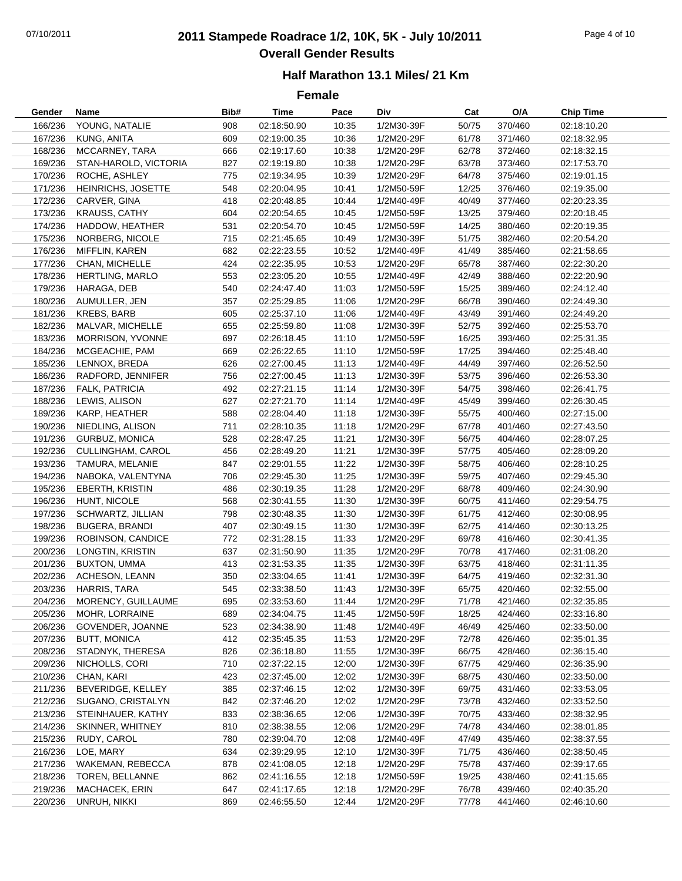# 2011 Stampede Roadrace 1/2, 10K, 5K - July 10/2011

## Overall Gender Results

### Half Marathon 13.1 Miles/ 21 Km

### Female

| Gender | Name | Bib# | Time | Pace | Div | Cat | O/A | Chip Time |
|---|---|---|---|---|---|---|---|---|
| 166/236 | YOUNG, NATALIE | 908 | 02:18:50.90 | 10:35 | 1/2M30-39F | 50/75 | 370/460 | 02:18:10.20 |
| 167/236 | KUNG, ANITA | 609 | 02:19:00.35 | 10:36 | 1/2M20-29F | 61/78 | 371/460 | 02:18:32.95 |
| 168/236 | MCCARNEY, TARA | 666 | 02:19:17.60 | 10:38 | 1/2M20-29F | 62/78 | 372/460 | 02:18:32.15 |
| 169/236 | STAN-HAROLD, VICTORIA | 827 | 02:19:19.80 | 10:38 | 1/2M20-29F | 63/78 | 373/460 | 02:17:53.70 |
| 170/236 | ROCHE, ASHLEY | 775 | 02:19:34.95 | 10:39 | 1/2M20-29F | 64/78 | 375/460 | 02:19:01.15 |
| 171/236 | HEINRICHS, JOSETTE | 548 | 02:20:04.95 | 10:41 | 1/2M50-59F | 12/25 | 376/460 | 02:19:35.00 |
| 172/236 | CARVER, GINA | 418 | 02:20:48.85 | 10:44 | 1/2M40-49F | 40/49 | 377/460 | 02:20:23.35 |
| 173/236 | KRAUSS, CATHY | 604 | 02:20:54.65 | 10:45 | 1/2M50-59F | 13/25 | 379/460 | 02:20:18.45 |
| 174/236 | HADDOW, HEATHER | 531 | 02:20:54.70 | 10:45 | 1/2M50-59F | 14/25 | 380/460 | 02:20:19.35 |
| 175/236 | NORBERG, NICOLE | 715 | 02:21:45.65 | 10:49 | 1/2M30-39F | 51/75 | 382/460 | 02:20:54.20 |
| 176/236 | MIFFLIN, KAREN | 682 | 02:22:23.55 | 10:52 | 1/2M40-49F | 41/49 | 385/460 | 02:21:58.65 |
| 177/236 | CHAN, MICHELLE | 424 | 02:22:35.95 | 10:53 | 1/2M20-29F | 65/78 | 387/460 | 02:22:30.20 |
| 178/236 | HERTLING, MARLO | 553 | 02:23:05.20 | 10:55 | 1/2M40-49F | 42/49 | 388/460 | 02:22:20.90 |
| 179/236 | HARAGA, DEB | 540 | 02:24:47.40 | 11:03 | 1/2M50-59F | 15/25 | 389/460 | 02:24:12.40 |
| 180/236 | AUMULLER, JEN | 357 | 02:25:29.85 | 11:06 | 1/2M20-29F | 66/78 | 390/460 | 02:24:49.30 |
| 181/236 | KREBS, BARB | 605 | 02:25:37.10 | 11:06 | 1/2M40-49F | 43/49 | 391/460 | 02:24:49.20 |
| 182/236 | MALVAR, MICHELLE | 655 | 02:25:59.80 | 11:08 | 1/2M30-39F | 52/75 | 392/460 | 02:25:53.70 |
| 183/236 | MORRISON, YVONNE | 697 | 02:26:18.45 | 11:10 | 1/2M50-59F | 16/25 | 393/460 | 02:25:31.35 |
| 184/236 | MCGEACHIE, PAM | 669 | 02:26:22.65 | 11:10 | 1/2M50-59F | 17/25 | 394/460 | 02:25:48.40 |
| 185/236 | LENNOX, BREDA | 626 | 02:27:00.45 | 11:13 | 1/2M40-49F | 44/49 | 397/460 | 02:26:52.50 |
| 186/236 | RADFORD, JENNIFER | 756 | 02:27:00.45 | 11:13 | 1/2M30-39F | 53/75 | 396/460 | 02:26:53.30 |
| 187/236 | FALK, PATRICIA | 492 | 02:27:21.15 | 11:14 | 1/2M30-39F | 54/75 | 398/460 | 02:26:41.75 |
| 188/236 | LEWIS, ALISON | 627 | 02:27:21.70 | 11:14 | 1/2M40-49F | 45/49 | 399/460 | 02:26:30.45 |
| 189/236 | KARP, HEATHER | 588 | 02:28:04.40 | 11:18 | 1/2M30-39F | 55/75 | 400/460 | 02:27:15.00 |
| 190/236 | NIEDLING, ALISON | 711 | 02:28:10.35 | 11:18 | 1/2M20-29F | 67/78 | 401/460 | 02:27:43.50 |
| 191/236 | GURBUZ, MONICA | 528 | 02:28:47.25 | 11:21 | 1/2M30-39F | 56/75 | 404/460 | 02:28:07.25 |
| 192/236 | CULLINGHAM, CAROL | 456 | 02:28:49.20 | 11:21 | 1/2M30-39F | 57/75 | 405/460 | 02:28:09.20 |
| 193/236 | TAMURA, MELANIE | 847 | 02:29:01.55 | 11:22 | 1/2M30-39F | 58/75 | 406/460 | 02:28:10.25 |
| 194/236 | NABOKA, VALENTYNA | 706 | 02:29:45.30 | 11:25 | 1/2M30-39F | 59/75 | 407/460 | 02:29:45.30 |
| 195/236 | EBERTH, KRISTIN | 486 | 02:30:19.35 | 11:28 | 1/2M20-29F | 68/78 | 409/460 | 02:24:30.90 |
| 196/236 | HUNT, NICOLE | 568 | 02:30:41.55 | 11:30 | 1/2M30-39F | 60/75 | 411/460 | 02:29:54.75 |
| 197/236 | SCHWARTZ, JILLIAN | 798 | 02:30:48.35 | 11:30 | 1/2M30-39F | 61/75 | 412/460 | 02:30:08.95 |
| 198/236 | BUGERA, BRANDI | 407 | 02:30:49.15 | 11:30 | 1/2M30-39F | 62/75 | 414/460 | 02:30:13.25 |
| 199/236 | ROBINSON, CANDICE | 772 | 02:31:28.15 | 11:33 | 1/2M20-29F | 69/78 | 416/460 | 02:30:41.35 |
| 200/236 | LONGTIN, KRISTIN | 637 | 02:31:50.90 | 11:35 | 1/2M20-29F | 70/78 | 417/460 | 02:31:08.20 |
| 201/236 | BUXTON, UMMA | 413 | 02:31:53.35 | 11:35 | 1/2M30-39F | 63/75 | 418/460 | 02:31:11.35 |
| 202/236 | ACHESON, LEANN | 350 | 02:33:04.65 | 11:41 | 1/2M30-39F | 64/75 | 419/460 | 02:32:31.30 |
| 203/236 | HARRIS, TARA | 545 | 02:33:38.50 | 11:43 | 1/2M30-39F | 65/75 | 420/460 | 02:32:55.00 |
| 204/236 | MORENCY, GUILLAUME | 695 | 02:33:53.60 | 11:44 | 1/2M20-29F | 71/78 | 421/460 | 02:32:35.85 |
| 205/236 | MOHR, LORRAINE | 689 | 02:34:04.75 | 11:45 | 1/2M50-59F | 18/25 | 424/460 | 02:33:16.80 |
| 206/236 | GOVENDER, JOANNE | 523 | 02:34:38.90 | 11:48 | 1/2M40-49F | 46/49 | 425/460 | 02:33:50.00 |
| 207/236 | BUTT, MONICA | 412 | 02:35:45.35 | 11:53 | 1/2M20-29F | 72/78 | 426/460 | 02:35:01.35 |
| 208/236 | STADNYK, THERESA | 826 | 02:36:18.80 | 11:55 | 1/2M30-39F | 66/75 | 428/460 | 02:36:15.40 |
| 209/236 | NICHOLLS, CORI | 710 | 02:37:22.15 | 12:00 | 1/2M30-39F | 67/75 | 429/460 | 02:36:35.90 |
| 210/236 | CHAN, KARI | 423 | 02:37:45.00 | 12:02 | 1/2M30-39F | 68/75 | 430/460 | 02:33:50.00 |
| 211/236 | BEVERIDGE, KELLEY | 385 | 02:37:46.15 | 12:02 | 1/2M30-39F | 69/75 | 431/460 | 02:33:53.05 |
| 212/236 | SUGANO, CRISTALYN | 842 | 02:37:46.20 | 12:02 | 1/2M20-29F | 73/78 | 432/460 | 02:33:52.50 |
| 213/236 | STEINHAUER, KATHY | 833 | 02:38:36.65 | 12:06 | 1/2M30-39F | 70/75 | 433/460 | 02:38:32.95 |
| 214/236 | SKINNER, WHITNEY | 810 | 02:38:38.55 | 12:06 | 1/2M20-29F | 74/78 | 434/460 | 02:38:01.85 |
| 215/236 | RUDY, CAROL | 780 | 02:39:04.70 | 12:08 | 1/2M40-49F | 47/49 | 435/460 | 02:38:37.55 |
| 216/236 | LOE, MARY | 634 | 02:39:29.95 | 12:10 | 1/2M30-39F | 71/75 | 436/460 | 02:38:50.45 |
| 217/236 | WAKEMAN, REBECCA | 878 | 02:41:08.05 | 12:18 | 1/2M20-29F | 75/78 | 437/460 | 02:39:17.65 |
| 218/236 | TOREN, BELLANNE | 862 | 02:41:16.55 | 12:18 | 1/2M50-59F | 19/25 | 438/460 | 02:41:15.65 |
| 219/236 | MACHACEK, ERIN | 647 | 02:41:17.65 | 12:18 | 1/2M20-29F | 76/78 | 439/460 | 02:40:35.20 |
| 220/236 | UNRUH, NIKKI | 869 | 02:46:55.50 | 12:44 | 1/2M20-29F | 77/78 | 441/460 | 02:46:10.60 |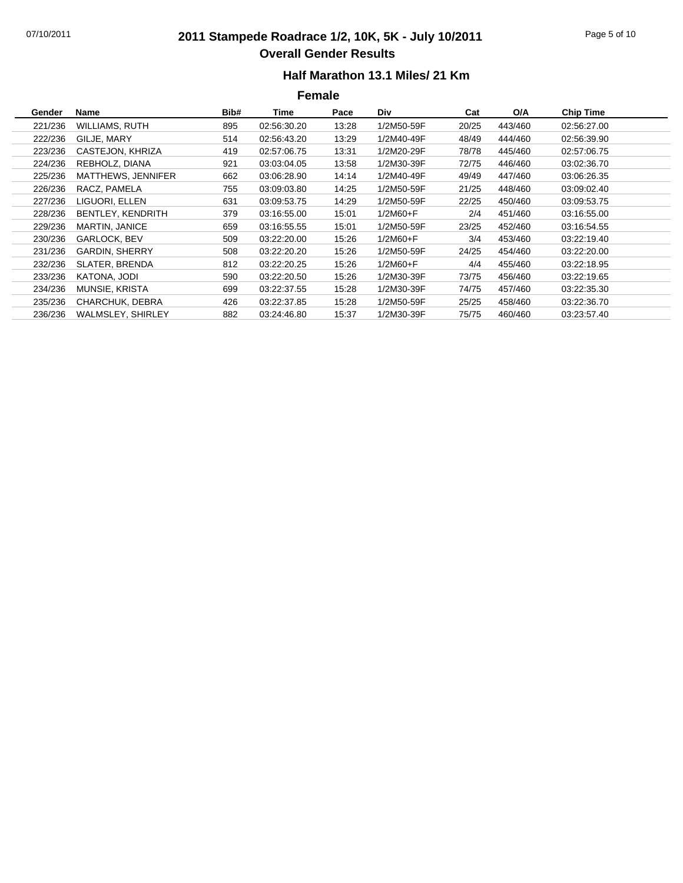## 2011 Stampede Roadrace 1/2, 10K, 5K - July 10/2011

### Overall Gender Results

### Half Marathon 13.1 Miles/ 21 Km

#### Female

| Gender | Name | Bib# | Time | Pace | Div | Cat | O/A | Chip Time |
|---|---|---|---|---|---|---|---|---|
| 221/236 | WILLIAMS, RUTH | 895 | 02:56:30.20 | 13:28 | 1/2M50-59F | 20/25 | 443/460 | 02:56:27.00 |
| 222/236 | GILJE, MARY | 514 | 02:56:43.20 | 13:29 | 1/2M40-49F | 48/49 | 444/460 | 02:56:39.90 |
| 223/236 | CASTEJON, KHRIZA | 419 | 02:57:06.75 | 13:31 | 1/2M20-29F | 78/78 | 445/460 | 02:57:06.75 |
| 224/236 | REBHOLZ, DIANA | 921 | 03:03:04.05 | 13:58 | 1/2M30-39F | 72/75 | 446/460 | 03:02:36.70 |
| 225/236 | MATTHEWS, JENNIFER | 662 | 03:06:28.90 | 14:14 | 1/2M40-49F | 49/49 | 447/460 | 03:06:26.35 |
| 226/236 | RACZ, PAMELA | 755 | 03:09:03.80 | 14:25 | 1/2M50-59F | 21/25 | 448/460 | 03:09:02.40 |
| 227/236 | LIGUORI, ELLEN | 631 | 03:09:53.75 | 14:29 | 1/2M50-59F | 22/25 | 450/460 | 03:09:53.75 |
| 228/236 | BENTLEY, KENDRITH | 379 | 03:16:55.00 | 15:01 | 1/2M60+F | 2/4 | 451/460 | 03:16:55.00 |
| 229/236 | MARTIN, JANICE | 659 | 03:16:55.55 | 15:01 | 1/2M50-59F | 23/25 | 452/460 | 03:16:54.55 |
| 230/236 | GARLOCK, BEV | 509 | 03:22:20.00 | 15:26 | 1/2M60+F | 3/4 | 453/460 | 03:22:19.40 |
| 231/236 | GARDIN, SHERRY | 508 | 03:22:20.20 | 15:26 | 1/2M50-59F | 24/25 | 454/460 | 03:22:20.00 |
| 232/236 | SLATER, BRENDA | 812 | 03:22:20.25 | 15:26 | 1/2M60+F | 4/4 | 455/460 | 03:22:18.95 |
| 233/236 | KATONA, JODI | 590 | 03:22:20.50 | 15:26 | 1/2M30-39F | 73/75 | 456/460 | 03:22:19.65 |
| 234/236 | MUNSIE, KRISTA | 699 | 03:22:37.55 | 15:28 | 1/2M30-39F | 74/75 | 457/460 | 03:22:35.30 |
| 235/236 | CHARCHUK, DEBRA | 426 | 03:22:37.85 | 15:28 | 1/2M50-59F | 25/25 | 458/460 | 03:22:36.70 |
| 236/236 | WALMSLEY, SHIRLEY | 882 | 03:24:46.80 | 15:37 | 1/2M30-39F | 75/75 | 460/460 | 03:23:57.40 |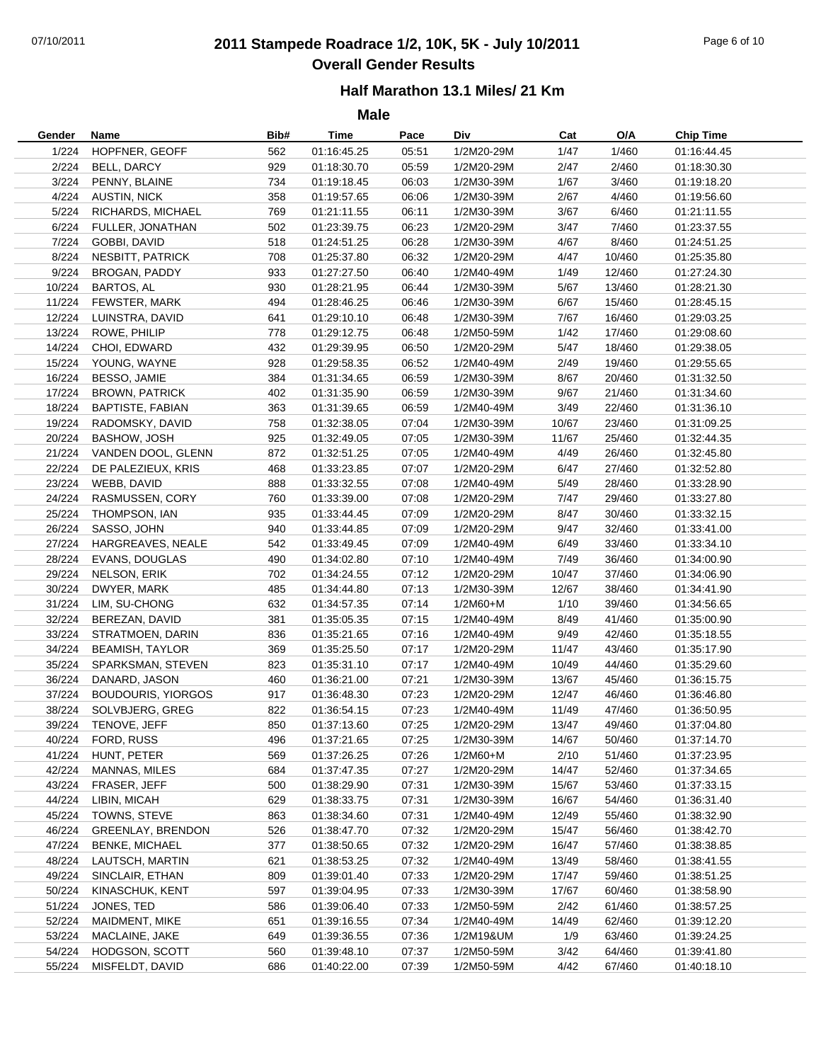# 2011 Stampede Roadrace 1/2, 10K, 5K - July 10/2011

## Overall Gender Results

### Half Marathon 13.1 Miles/ 21 Km

### Male

| Gender | Name | Bib# | Time | Pace | Div | Cat | O/A | Chip Time |
|---|---|---|---|---|---|---|---|---|
| 1/224 | HOPFNER, GEOFF | 562 | 01:16:45.25 | 05:51 | 1/2M20-29M | 1/47 | 1/460 | 01:16:44.45 |
| 2/224 | BELL, DARCY | 929 | 01:18:30.70 | 05:59 | 1/2M20-29M | 2/47 | 2/460 | 01:18:30.30 |
| 3/224 | PENNY, BLAINE | 734 | 01:19:18.45 | 06:03 | 1/2M30-39M | 1/67 | 3/460 | 01:19:18.20 |
| 4/224 | AUSTIN, NICK | 358 | 01:19:57.65 | 06:06 | 1/2M30-39M | 2/67 | 4/460 | 01:19:56.60 |
| 5/224 | RICHARDS, MICHAEL | 769 | 01:21:11.55 | 06:11 | 1/2M30-39M | 3/67 | 6/460 | 01:21:11.55 |
| 6/224 | FULLER, JONATHAN | 502 | 01:23:39.75 | 06:23 | 1/2M20-29M | 3/47 | 7/460 | 01:23:37.55 |
| 7/224 | GOBBI, DAVID | 518 | 01:24:51.25 | 06:28 | 1/2M30-39M | 4/67 | 8/460 | 01:24:51.25 |
| 8/224 | NESBITT, PATRICK | 708 | 01:25:37.80 | 06:32 | 1/2M20-29M | 4/47 | 10/460 | 01:25:35.80 |
| 9/224 | BROGAN, PADDY | 933 | 01:27:27.50 | 06:40 | 1/2M40-49M | 1/49 | 12/460 | 01:27:24.30 |
| 10/224 | BARTOS, AL | 930 | 01:28:21.95 | 06:44 | 1/2M30-39M | 5/67 | 13/460 | 01:28:21.30 |
| 11/224 | FEWSTER, MARK | 494 | 01:28:46.25 | 06:46 | 1/2M30-39M | 6/67 | 15/460 | 01:28:45.15 |
| 12/224 | LUINSTRA, DAVID | 641 | 01:29:10.10 | 06:48 | 1/2M30-39M | 7/67 | 16/460 | 01:29:03.25 |
| 13/224 | ROWE, PHILIP | 778 | 01:29:12.75 | 06:48 | 1/2M50-59M | 1/42 | 17/460 | 01:29:08.60 |
| 14/224 | CHOI, EDWARD | 432 | 01:29:39.95 | 06:50 | 1/2M20-29M | 5/47 | 18/460 | 01:29:38.05 |
| 15/224 | YOUNG, WAYNE | 928 | 01:29:58.35 | 06:52 | 1/2M40-49M | 2/49 | 19/460 | 01:29:55.65 |
| 16/224 | BESSO, JAMIE | 384 | 01:31:34.65 | 06:59 | 1/2M30-39M | 8/67 | 20/460 | 01:31:32.50 |
| 17/224 | BROWN, PATRICK | 402 | 01:31:35.90 | 06:59 | 1/2M30-39M | 9/67 | 21/460 | 01:31:34.60 |
| 18/224 | BAPTISTE, FABIAN | 363 | 01:31:39.65 | 06:59 | 1/2M40-49M | 3/49 | 22/460 | 01:31:36.10 |
| 19/224 | RADOMSKY, DAVID | 758 | 01:32:38.05 | 07:04 | 1/2M30-39M | 10/67 | 23/460 | 01:31:09.25 |
| 20/224 | BASHOW, JOSH | 925 | 01:32:49.05 | 07:05 | 1/2M30-39M | 11/67 | 25/460 | 01:32:44.35 |
| 21/224 | VANDEN DOOL, GLENN | 872 | 01:32:51.25 | 07:05 | 1/2M40-49M | 4/49 | 26/460 | 01:32:45.80 |
| 22/224 | DE PALEZIEUX, KRIS | 468 | 01:33:23.85 | 07:07 | 1/2M20-29M | 6/47 | 27/460 | 01:32:52.80 |
| 23/224 | WEBB, DAVID | 888 | 01:33:32.55 | 07:08 | 1/2M40-49M | 5/49 | 28/460 | 01:33:28.90 |
| 24/224 | RASMUSSEN, CORY | 760 | 01:33:39.00 | 07:08 | 1/2M20-29M | 7/47 | 29/460 | 01:33:27.80 |
| 25/224 | THOMPSON, IAN | 935 | 01:33:44.45 | 07:09 | 1/2M20-29M | 8/47 | 30/460 | 01:33:32.15 |
| 26/224 | SASSO, JOHN | 940 | 01:33:44.85 | 07:09 | 1/2M20-29M | 9/47 | 32/460 | 01:33:41.00 |
| 27/224 | HARGREAVES, NEALE | 542 | 01:33:49.45 | 07:09 | 1/2M40-49M | 6/49 | 33/460 | 01:33:34.10 |
| 28/224 | EVANS, DOUGLAS | 490 | 01:34:02.80 | 07:10 | 1/2M40-49M | 7/49 | 36/460 | 01:34:00.90 |
| 29/224 | NELSON, ERIK | 702 | 01:34:24.55 | 07:12 | 1/2M20-29M | 10/47 | 37/460 | 01:34:06.90 |
| 30/224 | DWYER, MARK | 485 | 01:34:44.80 | 07:13 | 1/2M30-39M | 12/67 | 38/460 | 01:34:41.90 |
| 31/224 | LIM, SU-CHONG | 632 | 01:34:57.35 | 07:14 | 1/2M60+M | 1/10 | 39/460 | 01:34:56.65 |
| 32/224 | BEREZAN, DAVID | 381 | 01:35:05.35 | 07:15 | 1/2M40-49M | 8/49 | 41/460 | 01:35:00.90 |
| 33/224 | STRATMOEN, DARIN | 836 | 01:35:21.65 | 07:16 | 1/2M40-49M | 9/49 | 42/460 | 01:35:18.55 |
| 34/224 | BEAMISH, TAYLOR | 369 | 01:35:25.50 | 07:17 | 1/2M20-29M | 11/47 | 43/460 | 01:35:17.90 |
| 35/224 | SPARKSMAN, STEVEN | 823 | 01:35:31.10 | 07:17 | 1/2M40-49M | 10/49 | 44/460 | 01:35:29.60 |
| 36/224 | DANARD, JASON | 460 | 01:36:21.00 | 07:21 | 1/2M30-39M | 13/67 | 45/460 | 01:36:15.75 |
| 37/224 | BOUDOURIS, YIORGOS | 917 | 01:36:48.30 | 07:23 | 1/2M20-29M | 12/47 | 46/460 | 01:36:46.80 |
| 38/224 | SOLVBJERG, GREG | 822 | 01:36:54.15 | 07:23 | 1/2M40-49M | 11/49 | 47/460 | 01:36:50.95 |
| 39/224 | TENOVE, JEFF | 850 | 01:37:13.60 | 07:25 | 1/2M20-29M | 13/47 | 49/460 | 01:37:04.80 |
| 40/224 | FORD, RUSS | 496 | 01:37:21.65 | 07:25 | 1/2M30-39M | 14/67 | 50/460 | 01:37:14.70 |
| 41/224 | HUNT, PETER | 569 | 01:37:26.25 | 07:26 | 1/2M60+M | 2/10 | 51/460 | 01:37:23.95 |
| 42/224 | MANNAS, MILES | 684 | 01:37:47.35 | 07:27 | 1/2M20-29M | 14/47 | 52/460 | 01:37:34.65 |
| 43/224 | FRASER, JEFF | 500 | 01:38:29.90 | 07:31 | 1/2M30-39M | 15/67 | 53/460 | 01:37:33.15 |
| 44/224 | LIBIN, MICAH | 629 | 01:38:33.75 | 07:31 | 1/2M30-39M | 16/67 | 54/460 | 01:36:31.40 |
| 45/224 | TOWNS, STEVE | 863 | 01:38:34.60 | 07:31 | 1/2M40-49M | 12/49 | 55/460 | 01:38:32.90 |
| 46/224 | GREENLAY, BRENDON | 526 | 01:38:47.70 | 07:32 | 1/2M20-29M | 15/47 | 56/460 | 01:38:42.70 |
| 47/224 | BENKE, MICHAEL | 377 | 01:38:50.65 | 07:32 | 1/2M20-29M | 16/47 | 57/460 | 01:38:38.85 |
| 48/224 | LAUTSCH, MARTIN | 621 | 01:38:53.25 | 07:32 | 1/2M40-49M | 13/49 | 58/460 | 01:38:41.55 |
| 49/224 | SINCLAIR, ETHAN | 809 | 01:39:01.40 | 07:33 | 1/2M20-29M | 17/47 | 59/460 | 01:38:51.25 |
| 50/224 | KINASCHUK, KENT | 597 | 01:39:04.95 | 07:33 | 1/2M30-39M | 17/67 | 60/460 | 01:38:58.90 |
| 51/224 | JONES, TED | 586 | 01:39:06.40 | 07:33 | 1/2M50-59M | 2/42 | 61/460 | 01:38:57.25 |
| 52/224 | MAIDMENT, MIKE | 651 | 01:39:16.55 | 07:34 | 1/2M40-49M | 14/49 | 62/460 | 01:39:12.20 |
| 53/224 | MACLAINE, JAKE | 649 | 01:39:36.55 | 07:36 | 1/2M19&UM | 1/9 | 63/460 | 01:39:24.25 |
| 54/224 | HODGSON, SCOTT | 560 | 01:39:48.10 | 07:37 | 1/2M50-59M | 3/42 | 64/460 | 01:39:41.80 |
| 55/224 | MISFELDT, DAVID | 686 | 01:40:22.00 | 07:39 | 1/2M50-59M | 4/42 | 67/460 | 01:40:18.10 |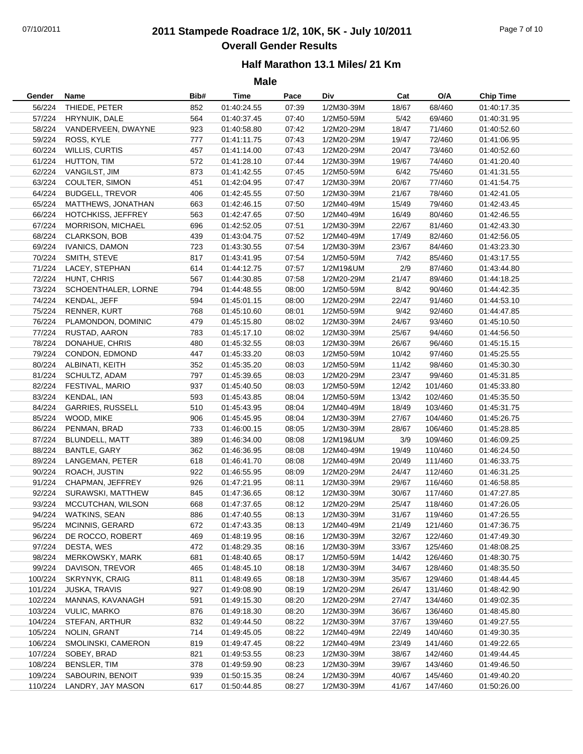# 2011 Stampede Roadrace 1/2, 10K, 5K - July 10/2011

## Overall Gender Results

### Half Marathon 13.1 Miles/ 21 Km

**Male**

| Gender | Name | Bib# | Time | Pace | Div | Cat | O/A | Chip Time |
|---|---|---|---|---|---|---|---|---|
| 56/224 | THIEDE, PETER | 852 | 01:40:24.55 | 07:39 | 1/2M30-39M | 18/67 | 68/460 | 01:40:17.35 |
| 57/224 | HRYNUIK, DALE | 564 | 01:40:37.45 | 07:40 | 1/2M50-59M | 5/42 | 69/460 | 01:40:31.95 |
| 58/224 | VANDERVEEN, DWAYNE | 923 | 01:40:58.80 | 07:42 | 1/2M20-29M | 18/47 | 71/460 | 01:40:52.60 |
| 59/224 | ROSS, KYLE | 777 | 01:41:11.75 | 07:43 | 1/2M20-29M | 19/47 | 72/460 | 01:41:06.95 |
| 60/224 | WILLIS, CURTIS | 457 | 01:41:14.00 | 07:43 | 1/2M20-29M | 20/47 | 73/460 | 01:40:52.60 |
| 61/224 | HUTTON, TIM | 572 | 01:41:28.10 | 07:44 | 1/2M30-39M | 19/67 | 74/460 | 01:41:20.40 |
| 62/224 | VANGILST, JIM | 873 | 01:41:42.55 | 07:45 | 1/2M50-59M | 6/42 | 75/460 | 01:41:31.55 |
| 63/224 | COULTER, SIMON | 451 | 01:42:04.95 | 07:47 | 1/2M30-39M | 20/67 | 77/460 | 01:41:54.75 |
| 64/224 | BUDGELL, TREVOR | 406 | 01:42:45.55 | 07:50 | 1/2M30-39M | 21/67 | 78/460 | 01:42:41.05 |
| 65/224 | MATTHEWS, JONATHAN | 663 | 01:42:46.15 | 07:50 | 1/2M40-49M | 15/49 | 79/460 | 01:42:43.45 |
| 66/224 | HOTCHKISS, JEFFREY | 563 | 01:42:47.65 | 07:50 | 1/2M40-49M | 16/49 | 80/460 | 01:42:46.55 |
| 67/224 | MORRISON, MICHAEL | 696 | 01:42:52.05 | 07:51 | 1/2M30-39M | 22/67 | 81/460 | 01:42:43.30 |
| 68/224 | CLARKSON, BOB | 439 | 01:43:04.75 | 07:52 | 1/2M40-49M | 17/49 | 82/460 | 01:42:56.05 |
| 69/224 | IVANICS, DAMON | 723 | 01:43:30.55 | 07:54 | 1/2M30-39M | 23/67 | 84/460 | 01:43:23.30 |
| 70/224 | SMITH, STEVE | 817 | 01:43:41.95 | 07:54 | 1/2M50-59M | 7/42 | 85/460 | 01:43:17.55 |
| 71/224 | LACEY, STEPHAN | 614 | 01:44:12.75 | 07:57 | 1/2M19&UM | 2/9 | 87/460 | 01:43:44.80 |
| 72/224 | HUNT, CHRIS | 567 | 01:44:30.85 | 07:58 | 1/2M20-29M | 21/47 | 89/460 | 01:44:18.25 |
| 73/224 | SCHOENTHALER, LORNE | 794 | 01:44:48.55 | 08:00 | 1/2M50-59M | 8/42 | 90/460 | 01:44:42.35 |
| 74/224 | KENDAL, JEFF | 594 | 01:45:01.15 | 08:00 | 1/2M20-29M | 22/47 | 91/460 | 01:44:53.10 |
| 75/224 | RENNER, KURT | 768 | 01:45:10.60 | 08:01 | 1/2M50-59M | 9/42 | 92/460 | 01:44:47.85 |
| 76/224 | PLAMONDON, DOMINIC | 479 | 01:45:15.80 | 08:02 | 1/2M30-39M | 24/67 | 93/460 | 01:45:10.50 |
| 77/224 | RUSTAD, AARON | 783 | 01:45:17.10 | 08:02 | 1/2M30-39M | 25/67 | 94/460 | 01:44:56.50 |
| 78/224 | DONAHUE, CHRIS | 480 | 01:45:32.55 | 08:03 | 1/2M30-39M | 26/67 | 96/460 | 01:45:15.15 |
| 79/224 | CONDON, EDMOND | 447 | 01:45:33.20 | 08:03 | 1/2M50-59M | 10/42 | 97/460 | 01:45:25.55 |
| 80/224 | ALBINATI, KEITH | 352 | 01:45:35.20 | 08:03 | 1/2M50-59M | 11/42 | 98/460 | 01:45:30.30 |
| 81/224 | SCHULTZ, ADAM | 797 | 01:45:39.65 | 08:03 | 1/2M20-29M | 23/47 | 99/460 | 01:45:31.85 |
| 82/224 | FESTIVAL, MARIO | 937 | 01:45:40.50 | 08:03 | 1/2M50-59M | 12/42 | 101/460 | 01:45:33.80 |
| 83/224 | KENDAL, IAN | 593 | 01:45:43.85 | 08:04 | 1/2M50-59M | 13/42 | 102/460 | 01:45:35.50 |
| 84/224 | GARRIES, RUSSELL | 510 | 01:45:43.95 | 08:04 | 1/2M40-49M | 18/49 | 103/460 | 01:45:31.75 |
| 85/224 | WOOD, MIKE | 906 | 01:45:45.95 | 08:04 | 1/2M30-39M | 27/67 | 104/460 | 01:45:26.75 |
| 86/224 | PENMAN, BRAD | 733 | 01:46:00.15 | 08:05 | 1/2M30-39M | 28/67 | 106/460 | 01:45:28.85 |
| 87/224 | BLUNDELL, MATT | 389 | 01:46:34.00 | 08:08 | 1/2M19&UM | 3/9 | 109/460 | 01:46:09.25 |
| 88/224 | BANTLE, GARY | 362 | 01:46:36.95 | 08:08 | 1/2M40-49M | 19/49 | 110/460 | 01:46:24.50 |
| 89/224 | LANGEMAN, PETER | 618 | 01:46:41.70 | 08:08 | 1/2M40-49M | 20/49 | 111/460 | 01:46:33.75 |
| 90/224 | ROACH, JUSTIN | 922 | 01:46:55.95 | 08:09 | 1/2M20-29M | 24/47 | 112/460 | 01:46:31.25 |
| 91/224 | CHAPMAN, JEFFREY | 926 | 01:47:21.95 | 08:11 | 1/2M30-39M | 29/67 | 116/460 | 01:46:58.85 |
| 92/224 | SURAWSKI, MATTHEW | 845 | 01:47:36.65 | 08:12 | 1/2M30-39M | 30/67 | 117/460 | 01:47:27.85 |
| 93/224 | MCCUTCHAN, WILSON | 668 | 01:47:37.65 | 08:12 | 1/2M20-29M | 25/47 | 118/460 | 01:47:26.05 |
| 94/224 | WATKINS, SEAN | 886 | 01:47:40.55 | 08:13 | 1/2M30-39M | 31/67 | 119/460 | 01:47:26.55 |
| 95/224 | MCINNIS, GERARD | 672 | 01:47:43.35 | 08:13 | 1/2M40-49M | 21/49 | 121/460 | 01:47:36.75 |
| 96/224 | DE ROCCO, ROBERT | 469 | 01:48:19.95 | 08:16 | 1/2M30-39M | 32/67 | 122/460 | 01:47:49.30 |
| 97/224 | DESTA, WES | 472 | 01:48:29.35 | 08:16 | 1/2M30-39M | 33/67 | 125/460 | 01:48:08.25 |
| 98/224 | MERKOWSKY, MARK | 681 | 01:48:40.65 | 08:17 | 1/2M50-59M | 14/42 | 126/460 | 01:48:30.75 |
| 99/224 | DAVISON, TREVOR | 465 | 01:48:45.10 | 08:18 | 1/2M30-39M | 34/67 | 128/460 | 01:48:35.50 |
| 100/224 | SKRYNYK, CRAIG | 811 | 01:48:49.65 | 08:18 | 1/2M30-39M | 35/67 | 129/460 | 01:48:44.45 |
| 101/224 | JUSKA, TRAVIS | 927 | 01:49:08.90 | 08:19 | 1/2M20-29M | 26/47 | 131/460 | 01:48:42.90 |
| 102/224 | MANNAS, KAVANAGH | 591 | 01:49:15.30 | 08:20 | 1/2M20-29M | 27/47 | 134/460 | 01:49:02.35 |
| 103/224 | VULIC, MARKO | 876 | 01:49:18.30 | 08:20 | 1/2M30-39M | 36/67 | 136/460 | 01:48:45.80 |
| 104/224 | STEFAN, ARTHUR | 832 | 01:49:44.50 | 08:22 | 1/2M30-39M | 37/67 | 139/460 | 01:49:27.55 |
| 105/224 | NOLIN, GRANT | 714 | 01:49:45.05 | 08:22 | 1/2M40-49M | 22/49 | 140/460 | 01:49:30.35 |
| 106/224 | SMOLINSKI, CAMERON | 819 | 01:49:47.45 | 08:22 | 1/2M40-49M | 23/49 | 141/460 | 01:49:22.65 |
| 107/224 | SOBEY, BRAD | 821 | 01:49:53.55 | 08:23 | 1/2M30-39M | 38/67 | 142/460 | 01:49:44.45 |
| 108/224 | BENSLER, TIM | 378 | 01:49:59.90 | 08:23 | 1/2M30-39M | 39/67 | 143/460 | 01:49:46.50 |
| 109/224 | SABOURIN, BENOIT | 939 | 01:50:15.35 | 08:24 | 1/2M30-39M | 40/67 | 145/460 | 01:49:40.20 |
| 110/224 | LANDRY, JAY MASON | 617 | 01:50:44.85 | 08:27 | 1/2M30-39M | 41/67 | 147/460 | 01:50:26.00 |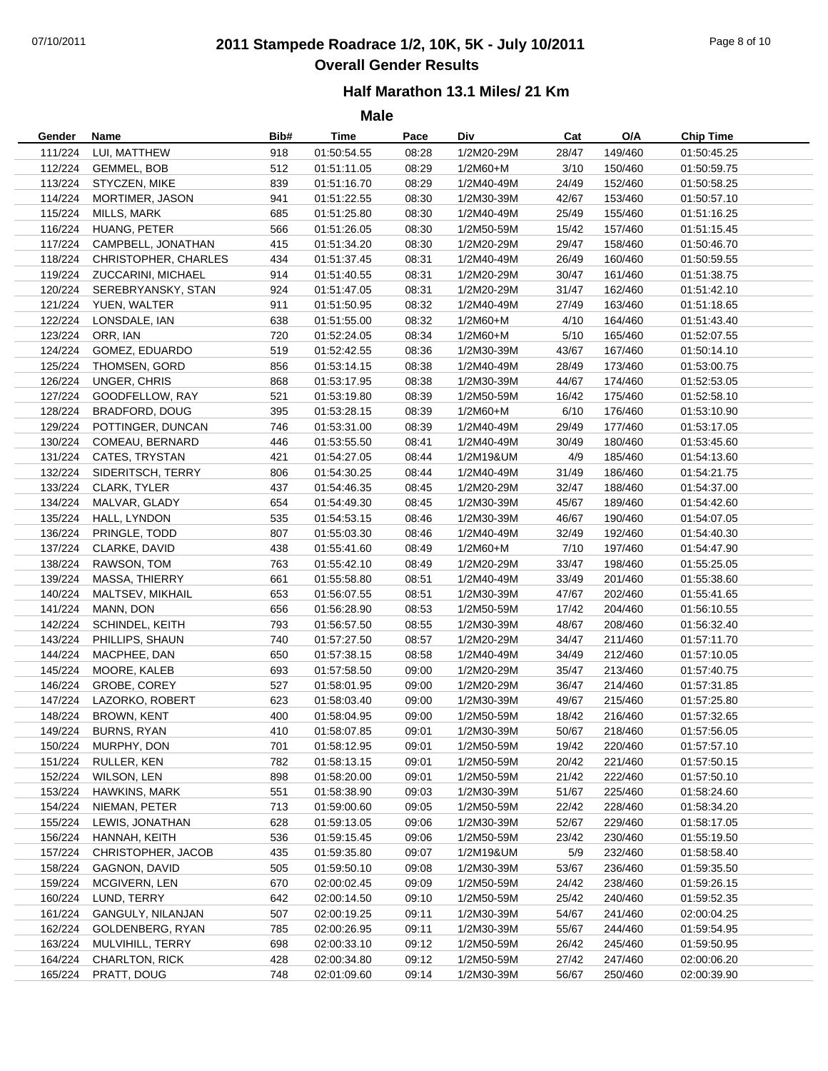# 2011 Stampede Roadrace 1/2, 10K, 5K - July 10/2011

## Overall Gender Results

### Half Marathon 13.1 Miles/ 21 Km

### Male

| Gender | Name | Bib# | Time | Pace | Div | Cat | O/A | Chip Time |
|---|---|---|---|---|---|---|---|---|
| 111/224 | LUI, MATTHEW | 918 | 01:50:54.55 | 08:28 | 1/2M20-29M | 28/47 | 149/460 | 01:50:45.25 |
| 112/224 | GEMMEL, BOB | 512 | 01:51:11.05 | 08:29 | 1/2M60+M | 3/10 | 150/460 | 01:50:59.75 |
| 113/224 | STYCZEN, MIKE | 839 | 01:51:16.70 | 08:29 | 1/2M40-49M | 24/49 | 152/460 | 01:50:58.25 |
| 114/224 | MORTIMER, JASON | 941 | 01:51:22.55 | 08:30 | 1/2M30-39M | 42/67 | 153/460 | 01:50:57.10 |
| 115/224 | MILLS, MARK | 685 | 01:51:25.80 | 08:30 | 1/2M40-49M | 25/49 | 155/460 | 01:51:16.25 |
| 116/224 | HUANG, PETER | 566 | 01:51:26.05 | 08:30 | 1/2M50-59M | 15/42 | 157/460 | 01:51:15.45 |
| 117/224 | CAMPBELL, JONATHAN | 415 | 01:51:34.20 | 08:30 | 1/2M20-29M | 29/47 | 158/460 | 01:50:46.70 |
| 118/224 | CHRISTOPHER, CHARLES | 434 | 01:51:37.45 | 08:31 | 1/2M40-49M | 26/49 | 160/460 | 01:50:59.55 |
| 119/224 | ZUCCARINI, MICHAEL | 914 | 01:51:40.55 | 08:31 | 1/2M20-29M | 30/47 | 161/460 | 01:51:38.75 |
| 120/224 | SEREBRYANSKY, STAN | 924 | 01:51:47.05 | 08:31 | 1/2M20-29M | 31/47 | 162/460 | 01:51:42.10 |
| 121/224 | YUEN, WALTER | 911 | 01:51:50.95 | 08:32 | 1/2M40-49M | 27/49 | 163/460 | 01:51:18.65 |
| 122/224 | LONSDALE, IAN | 638 | 01:51:55.00 | 08:32 | 1/2M60+M | 4/10 | 164/460 | 01:51:43.40 |
| 123/224 | ORR, IAN | 720 | 01:52:24.05 | 08:34 | 1/2M60+M | 5/10 | 165/460 | 01:52:07.55 |
| 124/224 | GOMEZ, EDUARDO | 519 | 01:52:42.55 | 08:36 | 1/2M30-39M | 43/67 | 167/460 | 01:50:14.10 |
| 125/224 | THOMSEN, GORD | 856 | 01:53:14.15 | 08:38 | 1/2M40-49M | 28/49 | 173/460 | 01:53:00.75 |
| 126/224 | UNGER, CHRIS | 868 | 01:53:17.95 | 08:38 | 1/2M30-39M | 44/67 | 174/460 | 01:52:53.05 |
| 127/224 | GOODFELLOW, RAY | 521 | 01:53:19.80 | 08:39 | 1/2M50-59M | 16/42 | 175/460 | 01:52:58.10 |
| 128/224 | BRADFORD, DOUG | 395 | 01:53:28.15 | 08:39 | 1/2M60+M | 6/10 | 176/460 | 01:53:10.90 |
| 129/224 | POTTINGER, DUNCAN | 746 | 01:53:31.00 | 08:39 | 1/2M40-49M | 29/49 | 177/460 | 01:53:17.05 |
| 130/224 | COMEAU, BERNARD | 446 | 01:53:55.50 | 08:41 | 1/2M40-49M | 30/49 | 180/460 | 01:53:45.60 |
| 131/224 | CATES, TRYSTAN | 421 | 01:54:27.05 | 08:44 | 1/2M19&UM | 4/9 | 185/460 | 01:54:13.60 |
| 132/224 | SIDERITSCH, TERRY | 806 | 01:54:30.25 | 08:44 | 1/2M40-49M | 31/49 | 186/460 | 01:54:21.75 |
| 133/224 | CLARK, TYLER | 437 | 01:54:46.35 | 08:45 | 1/2M20-29M | 32/47 | 188/460 | 01:54:37.00 |
| 134/224 | MALVAR, GLADY | 654 | 01:54:49.30 | 08:45 | 1/2M30-39M | 45/67 | 189/460 | 01:54:42.60 |
| 135/224 | HALL, LYNDON | 535 | 01:54:53.15 | 08:46 | 1/2M30-39M | 46/67 | 190/460 | 01:54:07.05 |
| 136/224 | PRINGLE, TODD | 807 | 01:55:03.30 | 08:46 | 1/2M40-49M | 32/49 | 192/460 | 01:54:40.30 |
| 137/224 | CLARKE, DAVID | 438 | 01:55:41.60 | 08:49 | 1/2M60+M | 7/10 | 197/460 | 01:54:47.90 |
| 138/224 | RAWSON, TOM | 763 | 01:55:42.10 | 08:49 | 1/2M20-29M | 33/47 | 198/460 | 01:55:25.05 |
| 139/224 | MASSA, THIERRY | 661 | 01:55:58.80 | 08:51 | 1/2M40-49M | 33/49 | 201/460 | 01:55:38.60 |
| 140/224 | MALTSEV, MIKHAIL | 653 | 01:56:07.55 | 08:51 | 1/2M30-39M | 47/67 | 202/460 | 01:55:41.65 |
| 141/224 | MANN, DON | 656 | 01:56:28.90 | 08:53 | 1/2M50-59M | 17/42 | 204/460 | 01:56:10.55 |
| 142/224 | SCHINDEL, KEITH | 793 | 01:56:57.50 | 08:55 | 1/2M30-39M | 48/67 | 208/460 | 01:56:32.40 |
| 143/224 | PHILLIPS, SHAUN | 740 | 01:57:27.50 | 08:57 | 1/2M20-29M | 34/47 | 211/460 | 01:57:11.70 |
| 144/224 | MACPHEE, DAN | 650 | 01:57:38.15 | 08:58 | 1/2M40-49M | 34/49 | 212/460 | 01:57:10.05 |
| 145/224 | MOORE, KALEB | 693 | 01:57:58.50 | 09:00 | 1/2M20-29M | 35/47 | 213/460 | 01:57:40.75 |
| 146/224 | GROBE, COREY | 527 | 01:58:01.95 | 09:00 | 1/2M20-29M | 36/47 | 214/460 | 01:57:31.85 |
| 147/224 | LAZORKO, ROBERT | 623 | 01:58:03.40 | 09:00 | 1/2M30-39M | 49/67 | 215/460 | 01:57:25.80 |
| 148/224 | BROWN, KENT | 400 | 01:58:04.95 | 09:00 | 1/2M50-59M | 18/42 | 216/460 | 01:57:32.65 |
| 149/224 | BURNS, RYAN | 410 | 01:58:07.85 | 09:01 | 1/2M30-39M | 50/67 | 218/460 | 01:57:56.05 |
| 150/224 | MURPHY, DON | 701 | 01:58:12.95 | 09:01 | 1/2M50-59M | 19/42 | 220/460 | 01:57:57.10 |
| 151/224 | RULLER, KEN | 782 | 01:58:13.15 | 09:01 | 1/2M50-59M | 20/42 | 221/460 | 01:57:50.15 |
| 152/224 | WILSON, LEN | 898 | 01:58:20.00 | 09:01 | 1/2M50-59M | 21/42 | 222/460 | 01:57:50.10 |
| 153/224 | HAWKINS, MARK | 551 | 01:58:38.90 | 09:03 | 1/2M30-39M | 51/67 | 225/460 | 01:58:24.60 |
| 154/224 | NIEMAN, PETER | 713 | 01:59:00.60 | 09:05 | 1/2M50-59M | 22/42 | 228/460 | 01:58:34.20 |
| 155/224 | LEWIS, JONATHAN | 628 | 01:59:13.05 | 09:06 | 1/2M30-39M | 52/67 | 229/460 | 01:58:17.05 |
| 156/224 | HANNAH, KEITH | 536 | 01:59:15.45 | 09:06 | 1/2M50-59M | 23/42 | 230/460 | 01:55:19.50 |
| 157/224 | CHRISTOPHER, JACOB | 435 | 01:59:35.80 | 09:07 | 1/2M19&UM | 5/9 | 232/460 | 01:58:58.40 |
| 158/224 | GAGNON, DAVID | 505 | 01:59:50.10 | 09:08 | 1/2M30-39M | 53/67 | 236/460 | 01:59:35.50 |
| 159/224 | MCGIVERN, LEN | 670 | 02:00:02.45 | 09:09 | 1/2M50-59M | 24/42 | 238/460 | 01:59:26.15 |
| 160/224 | LUND, TERRY | 642 | 02:00:14.50 | 09:10 | 1/2M50-59M | 25/42 | 240/460 | 01:59:52.35 |
| 161/224 | GANGULY, NILANJAN | 507 | 02:00:19.25 | 09:11 | 1/2M30-39M | 54/67 | 241/460 | 02:00:04.25 |
| 162/224 | GOLDENBERG, RYAN | 785 | 02:00:26.95 | 09:11 | 1/2M30-39M | 55/67 | 244/460 | 01:59:54.95 |
| 163/224 | MULVIHILL, TERRY | 698 | 02:00:33.10 | 09:12 | 1/2M50-59M | 26/42 | 245/460 | 01:59:50.95 |
| 164/224 | CHARLTON, RICK | 428 | 02:00:34.80 | 09:12 | 1/2M50-59M | 27/42 | 247/460 | 02:00:06.20 |
| 165/224 | PRATT, DOUG | 748 | 02:01:09.60 | 09:14 | 1/2M30-39M | 56/67 | 250/460 | 02:00:39.90 |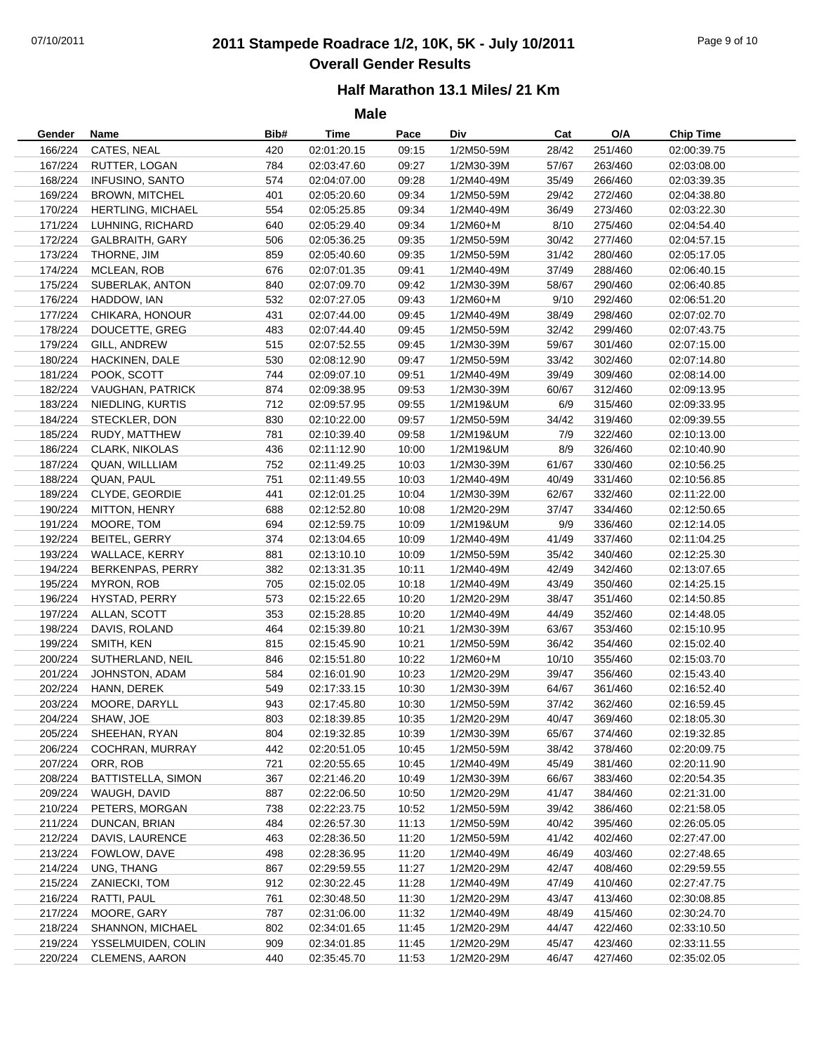# 2011 Stampede Roadrace 1/2, 10K, 5K - July 10/2011

## Overall Gender Results

### Half Marathon 13.1 Miles/ 21 Km

### Male

| Gender | Name | Bib# | Time | Pace | Div | Cat | O/A | Chip Time |
|---|---|---|---|---|---|---|---|---|
| 166/224 | CATES, NEAL | 420 | 02:01:20.15 | 09:15 | 1/2M50-59M | 28/42 | 251/460 | 02:00:39.75 |
| 167/224 | RUTTER, LOGAN | 784 | 02:03:47.60 | 09:27 | 1/2M30-39M | 57/67 | 263/460 | 02:03:08.00 |
| 168/224 | INFUSINO, SANTO | 574 | 02:04:07.00 | 09:28 | 1/2M40-49M | 35/49 | 266/460 | 02:03:39.35 |
| 169/224 | BROWN, MITCHEL | 401 | 02:05:20.60 | 09:34 | 1/2M50-59M | 29/42 | 272/460 | 02:04:38.80 |
| 170/224 | HERTLING, MICHAEL | 554 | 02:05:25.85 | 09:34 | 1/2M40-49M | 36/49 | 273/460 | 02:03:22.30 |
| 171/224 | LUHNING, RICHARD | 640 | 02:05:29.40 | 09:34 | 1/2M60+M | 8/10 | 275/460 | 02:04:54.40 |
| 172/224 | GALBRAITH, GARY | 506 | 02:05:36.25 | 09:35 | 1/2M50-59M | 30/42 | 277/460 | 02:04:57.15 |
| 173/224 | THORNE, JIM | 859 | 02:05:40.60 | 09:35 | 1/2M50-59M | 31/42 | 280/460 | 02:05:17.05 |
| 174/224 | MCLEAN, ROB | 676 | 02:07:01.35 | 09:41 | 1/2M40-49M | 37/49 | 288/460 | 02:06:40.15 |
| 175/224 | SUBERLAK, ANTON | 840 | 02:07:09.70 | 09:42 | 1/2M30-39M | 58/67 | 290/460 | 02:06:40.85 |
| 176/224 | HADDOW, IAN | 532 | 02:07:27.05 | 09:43 | 1/2M60+M | 9/10 | 292/460 | 02:06:51.20 |
| 177/224 | CHIKARA, HONOUR | 431 | 02:07:44.00 | 09:45 | 1/2M40-49M | 38/49 | 298/460 | 02:07:02.70 |
| 178/224 | DOUCETTE, GREG | 483 | 02:07:44.40 | 09:45 | 1/2M50-59M | 32/42 | 299/460 | 02:07:43.75 |
| 179/224 | GILL, ANDREW | 515 | 02:07:52.55 | 09:45 | 1/2M30-39M | 59/67 | 301/460 | 02:07:15.00 |
| 180/224 | HACKINEN, DALE | 530 | 02:08:12.90 | 09:47 | 1/2M50-59M | 33/42 | 302/460 | 02:07:14.80 |
| 181/224 | POOK, SCOTT | 744 | 02:09:07.10 | 09:51 | 1/2M40-49M | 39/49 | 309/460 | 02:08:14.00 |
| 182/224 | VAUGHAN, PATRICK | 874 | 02:09:38.95 | 09:53 | 1/2M30-39M | 60/67 | 312/460 | 02:09:13.95 |
| 183/224 | NIEDLING, KURTIS | 712 | 02:09:57.95 | 09:55 | 1/2M19&UM | 6/9 | 315/460 | 02:09:33.95 |
| 184/224 | STECKLER, DON | 830 | 02:10:22.00 | 09:57 | 1/2M50-59M | 34/42 | 319/460 | 02:09:39.55 |
| 185/224 | RUDY, MATTHEW | 781 | 02:10:39.40 | 09:58 | 1/2M19&UM | 7/9 | 322/460 | 02:10:13.00 |
| 186/224 | CLARK, NIKOLAS | 436 | 02:11:12.90 | 10:00 | 1/2M19&UM | 8/9 | 326/460 | 02:10:40.90 |
| 187/224 | QUAN, WILLLIAM | 752 | 02:11:49.25 | 10:03 | 1/2M30-39M | 61/67 | 330/460 | 02:10:56.25 |
| 188/224 | QUAN, PAUL | 751 | 02:11:49.55 | 10:03 | 1/2M40-49M | 40/49 | 331/460 | 02:10:56.85 |
| 189/224 | CLYDE, GEORDIE | 441 | 02:12:01.25 | 10:04 | 1/2M30-39M | 62/67 | 332/460 | 02:11:22.00 |
| 190/224 | MITTON, HENRY | 688 | 02:12:52.80 | 10:08 | 1/2M20-29M | 37/47 | 334/460 | 02:12:50.65 |
| 191/224 | MOORE, TOM | 694 | 02:12:59.75 | 10:09 | 1/2M19&UM | 9/9 | 336/460 | 02:12:14.05 |
| 192/224 | BEITEL, GERRY | 374 | 02:13:04.65 | 10:09 | 1/2M40-49M | 41/49 | 337/460 | 02:11:04.25 |
| 193/224 | WALLACE, KERRY | 881 | 02:13:10.10 | 10:09 | 1/2M50-59M | 35/42 | 340/460 | 02:12:25.30 |
| 194/224 | BERKENPAS, PERRY | 382 | 02:13:31.35 | 10:11 | 1/2M40-49M | 42/49 | 342/460 | 02:13:07.65 |
| 195/224 | MYRON, ROB | 705 | 02:15:02.05 | 10:18 | 1/2M40-49M | 43/49 | 350/460 | 02:14:25.15 |
| 196/224 | HYSTAD, PERRY | 573 | 02:15:22.65 | 10:20 | 1/2M20-29M | 38/47 | 351/460 | 02:14:50.85 |
| 197/224 | ALLAN, SCOTT | 353 | 02:15:28.85 | 10:20 | 1/2M40-49M | 44/49 | 352/460 | 02:14:48.05 |
| 198/224 | DAVIS, ROLAND | 464 | 02:15:39.80 | 10:21 | 1/2M30-39M | 63/67 | 353/460 | 02:15:10.95 |
| 199/224 | SMITH, KEN | 815 | 02:15:45.90 | 10:21 | 1/2M50-59M | 36/42 | 354/460 | 02:15:02.40 |
| 200/224 | SUTHERLAND, NEIL | 846 | 02:15:51.80 | 10:22 | 1/2M60+M | 10/10 | 355/460 | 02:15:03.70 |
| 201/224 | JOHNSTON, ADAM | 584 | 02:16:01.90 | 10:23 | 1/2M20-29M | 39/47 | 356/460 | 02:15:43.40 |
| 202/224 | HANN, DEREK | 549 | 02:17:33.15 | 10:30 | 1/2M30-39M | 64/67 | 361/460 | 02:16:52.40 |
| 203/224 | MOORE, DARYLL | 943 | 02:17:45.80 | 10:30 | 1/2M50-59M | 37/42 | 362/460 | 02:16:59.45 |
| 204/224 | SHAW, JOE | 803 | 02:18:39.85 | 10:35 | 1/2M20-29M | 40/47 | 369/460 | 02:18:05.30 |
| 205/224 | SHEEHAN, RYAN | 804 | 02:19:32.85 | 10:39 | 1/2M30-39M | 65/67 | 374/460 | 02:19:32.85 |
| 206/224 | COCHRAN, MURRAY | 442 | 02:20:51.05 | 10:45 | 1/2M50-59M | 38/42 | 378/460 | 02:20:09.75 |
| 207/224 | ORR, ROB | 721 | 02:20:55.65 | 10:45 | 1/2M40-49M | 45/49 | 381/460 | 02:20:11.90 |
| 208/224 | BATTISTELLA, SIMON | 367 | 02:21:46.20 | 10:49 | 1/2M30-39M | 66/67 | 383/460 | 02:20:54.35 |
| 209/224 | WAUGH, DAVID | 887 | 02:22:06.50 | 10:50 | 1/2M20-29M | 41/47 | 384/460 | 02:21:31.00 |
| 210/224 | PETERS, MORGAN | 738 | 02:22:23.75 | 10:52 | 1/2M50-59M | 39/42 | 386/460 | 02:21:58.05 |
| 211/224 | DUNCAN, BRIAN | 484 | 02:26:57.30 | 11:13 | 1/2M50-59M | 40/42 | 395/460 | 02:26:05.05 |
| 212/224 | DAVIS, LAURENCE | 463 | 02:28:36.50 | 11:20 | 1/2M50-59M | 41/42 | 402/460 | 02:27:47.00 |
| 213/224 | FOWLOW, DAVE | 498 | 02:28:36.95 | 11:20 | 1/2M40-49M | 46/49 | 403/460 | 02:27:48.65 |
| 214/224 | UNG, THANG | 867 | 02:29:59.55 | 11:27 | 1/2M20-29M | 42/47 | 408/460 | 02:29:59.55 |
| 215/224 | ZANIECKI, TOM | 912 | 02:30:22.45 | 11:28 | 1/2M40-49M | 47/49 | 410/460 | 02:27:47.75 |
| 216/224 | RATTI, PAUL | 761 | 02:30:48.50 | 11:30 | 1/2M20-29M | 43/47 | 413/460 | 02:30:08.85 |
| 217/224 | MOORE, GARY | 787 | 02:31:06.00 | 11:32 | 1/2M40-49M | 48/49 | 415/460 | 02:30:24.70 |
| 218/224 | SHANNON, MICHAEL | 802 | 02:34:01.65 | 11:45 | 1/2M20-29M | 44/47 | 422/460 | 02:33:10.50 |
| 219/224 | YSSELMUIDEN, COLIN | 909 | 02:34:01.85 | 11:45 | 1/2M20-29M | 45/47 | 423/460 | 02:33:11.55 |
| 220/224 | CLEMENS, AARON | 440 | 02:35:45.70 | 11:53 | 1/2M20-29M | 46/47 | 427/460 | 02:35:02.05 |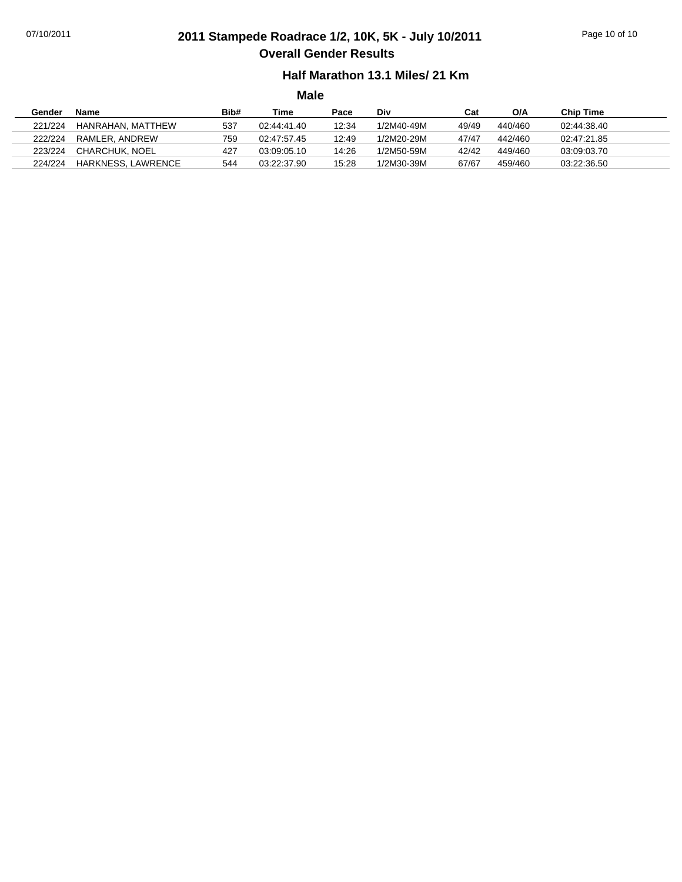# 2011 Stampede Roadrace 1/2, 10K, 5K - July 10/2011

## Overall Gender Results

### Half Marathon 13.1 Miles/ 21 Km

#### Male

| Gender | Name | Bib# | Time | Pace | Div | Cat | O/A | Chip Time |
|---|---|---|---|---|---|---|---|---|
| 221/224 | HANRAHAN, MATTHEW | 537 | 02:44:41.40 | 12:34 | 1/2M40-49M | 49/49 | 440/460 | 02:44:38.40 |
| 222/224 | RAMLER, ANDREW | 759 | 02:47:57.45 | 12:49 | 1/2M20-29M | 47/47 | 442/460 | 02:47:21.85 |
| 223/224 | CHARCHUK, NOEL | 427 | 03:09:05.10 | 14:26 | 1/2M50-59M | 42/42 | 449/460 | 03:09:03.70 |
| 224/224 | HARKNESS, LAWRENCE | 544 | 03:22:37.90 | 15:28 | 1/2M30-39M | 67/67 | 459/460 | 03:22:36.50 |